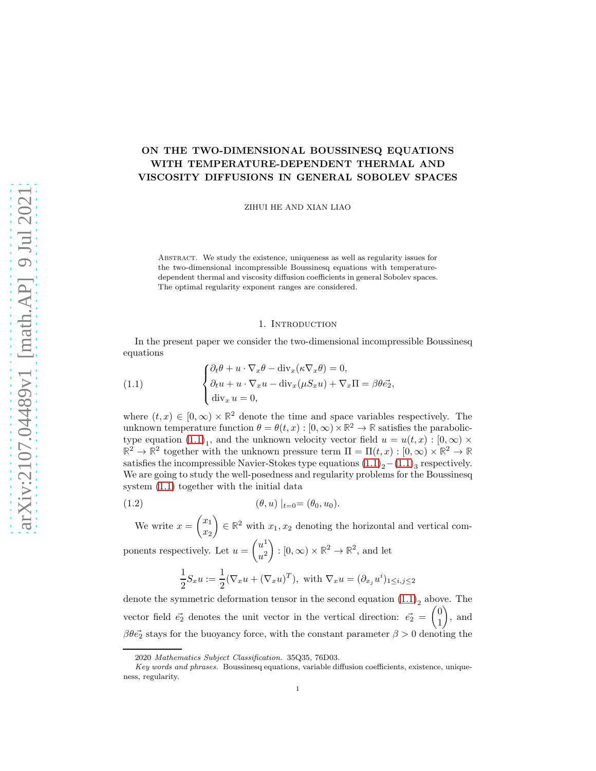# ON THE TWO-DIMENSIONAL BOUSSINESQ EQUATIONS WITH TEMPERATURE-DEPENDENT THERMAL AND VISCOSITY DIFFUSIONS IN GENERAL SOBOLEV SPACES

ZIHUI HE AND XIAN LIAO

Abstract. We study the existence, uniqueness as well as regularity issues for the two-dimensional incompressible Boussinesq equations with temperature-dependent thermal and viscosity diffusion coefficients in general Sobolev spaces. The optimal regularity exponent ranges are considered.

## 1. Introduction

In the present paper we consider the two-dimensional incompressible Boussinesq equations

$$
\begin{cases}
\partial_t \theta + u \cdot \nabla_x \theta - \mathrm{div}_x(\kappa \nabla_x \theta) = 0, \\
\partial_t u + u \cdot \nabla_x u - \mathrm{div}_x(\mu S_x u) + \nabla_x \Pi = \beta \theta \vec{e_2}, \\
\mathrm{div}_x\, u = 0,
\end{cases}
\tag{1.1}
$$

where $(t, x) \in [0, \infty) \times \mathbb{R}^2$ denote the time and space variables respectively. The unknown temperature function $\theta = \theta(t, x) : [0, \infty) \times \mathbb{R}^2 \to \mathbb{R}$ satisfies the parabolic-type equation $(1.1)_1$, and the unknown velocity vector field $u = u(t, x) : [0, \infty) \times \mathbb{R}^2 \to \mathbb{R}^2$ together with the unknown pressure term $\Pi = \Pi(t, x) : [0, \infty) \times \mathbb{R}^2 \to \mathbb{R}$ satisfies the incompressible Navier-Stokes type equations $(1.1)_2 - (1.1)_3$ respectively. We are going to study the well-posedness and regularity problems for the Boussinesq system (1.1) together with the initial data

$$
(\theta, u)\,|_{t=0} = (\theta_0, u_0).
\tag{1.2}
$$

We write $x = \begin{pmatrix} x_1 \\ x_2 \end{pmatrix} \in \mathbb{R}^2$ with $x_1, x_2$ denoting the horizontal and vertical components respectively. Let $u = \begin{pmatrix} u^1 \\ u^2 \end{pmatrix} : [0, \infty) \times \mathbb{R}^2 \to \mathbb{R}^2$, and let

$$
\frac{1}{2} S_x u := \frac{1}{2}(\nabla_x u + (\nabla_x u)^T), \text{ with } \nabla_x u = (\partial_{x_j} u^i)_{1 \le i, j \le 2}
$$

denote the symmetric deformation tensor in the second equation $(1.1)_2$ above. The vector field $\vec{e_2}$ denotes the unit vector in the vertical direction: $\vec{e_2} = \begin{pmatrix} 0 \\ 1 \end{pmatrix}$, and $\beta \theta \vec{e_2}$ stays for the buoyancy force, with the constant parameter $\beta > 0$ denoting the

---

2020 *Mathematics Subject Classification.* 35Q35, 76D03.

*Key words and phrases.* Boussinesq equations, variable diffusion coefficients, existence, uniqueness, regularity.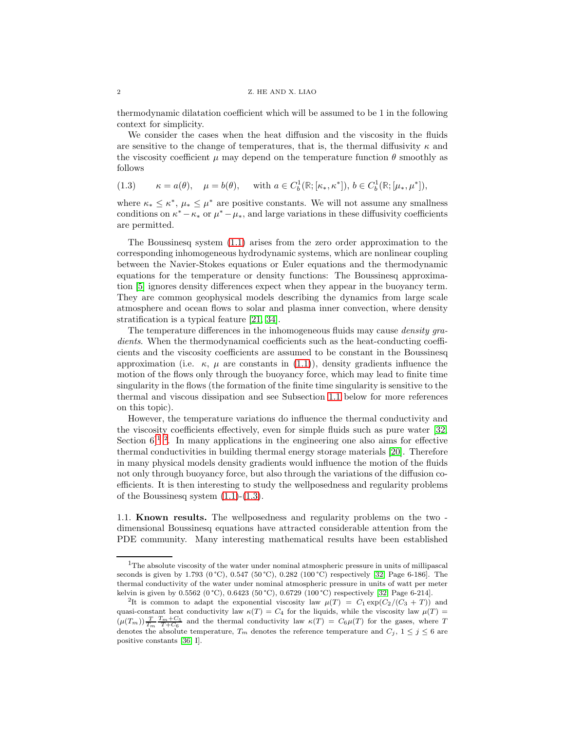thermodynamic dilatation coefficient which will be assumed to be 1 in the following context for simplicity.

We consider the cases when the heat diffusion and the viscosity in the fluids are sensitive to the change of temperatures, that is, the thermal diffusivity $\kappa$ and the viscosity coefficient $\mu$ may depend on the temperature function $\theta$ smoothly as follows

$$\kappa = a(\theta), \quad \mu = b(\theta), \quad \text{with } a \in C_b^1(\mathbb{R}; [\kappa_*, \kappa^*]),\ b \in C_b^1(\mathbb{R}; [\mu_*, \mu^*]), \tag{1.3}$$

where $\kappa_* \leq \kappa^*$, $\mu_* \leq \mu^*$ are positive constants. We will not assume any smallness conditions on $\kappa^* - \kappa_*$ or $\mu^* - \mu_*$, and large variations in these diffusivity coefficients are permitted.

The Boussinesq system (1.1) arises from the zero order approximation to the corresponding inhomogeneous hydrodynamic systems, which are nonlinear coupling between the Navier-Stokes equations or Euler equations and the thermodynamic equations for the temperature or density functions: The Boussinesq approximation [5] ignores density differences expect when they appear in the buoyancy term. They are common geophysical models describing the dynamics from large scale atmosphere and ocean flows to solar and plasma inner convection, where density stratification is a typical feature [21, 34].

The temperature differences in the inhomogeneous fluids may cause *density gradients*. When the thermodynamical coefficients such as the heat-conducting coefficients and the viscosity coefficients are assumed to be constant in the Boussinesq approximation (i.e. $\kappa$, $\mu$ are constants in (1.1)), density gradients influence the motion of the flows only through the buoyancy force, which may lead to finite time singularity in the flows (the formation of the finite time singularity is sensitive to the thermal and viscous dissipation and see Subsection 1.1 below for more references on this topic).

However, the temperature variations do influence the thermal conductivity and the viscosity coefficients effectively, even for simple fluids such as pure water [32, Section 6][1] [2]. In many applications in the engineering one also aims for effective thermal conductivities in building thermal energy storage materials [20]. Therefore in many physical models density gradients would influence the motion of the fluids not only through buoyancy force, but also through the variations of the diffusion coefficients. It is then interesting to study the wellposedness and regularity problems of the Boussinesq system (1.1)-(1.3).

## 1.1. Known results.

The wellposedness and regularity problems on the two-dimensional Boussinesq equations have attracted considerable attention from the PDE community. Many interesting mathematical results have been established

---

[1] The absolute viscosity of the water under nominal atmospheric pressure in units of millipascal seconds is given by 1.793 (0 °C), 0.547 (50 °C), 0.282 (100 °C) respectively [32, Page 6-186]. The thermal conductivity of the water under nominal atmospheric pressure in units of watt per meter kelvin is given by 0.5562 (0 °C), 0.6423 (50 °C), 0.6729 (100 °C) respectively [32, Page 6-214].

[2] It is common to adapt the exponential viscosity law $\mu(T) = C_1 \exp(C_2/(C_3 + T))$ and quasi-constant heat conductivity law $\kappa(T) = C_4$ for the liquids, while the viscosity law $\mu(T) = (\mu(T_m))\frac{T}{T_m}\frac{T_m + C_5}{T + C_6}$ and the thermal conductivity law $\kappa(T) = C_6\mu(T)$ for the gases, where $T$ denotes the absolute temperature, $T_m$ denotes the reference temperature and $C_j$, $1 \leq j \leq 6$ are positive constants [36, I].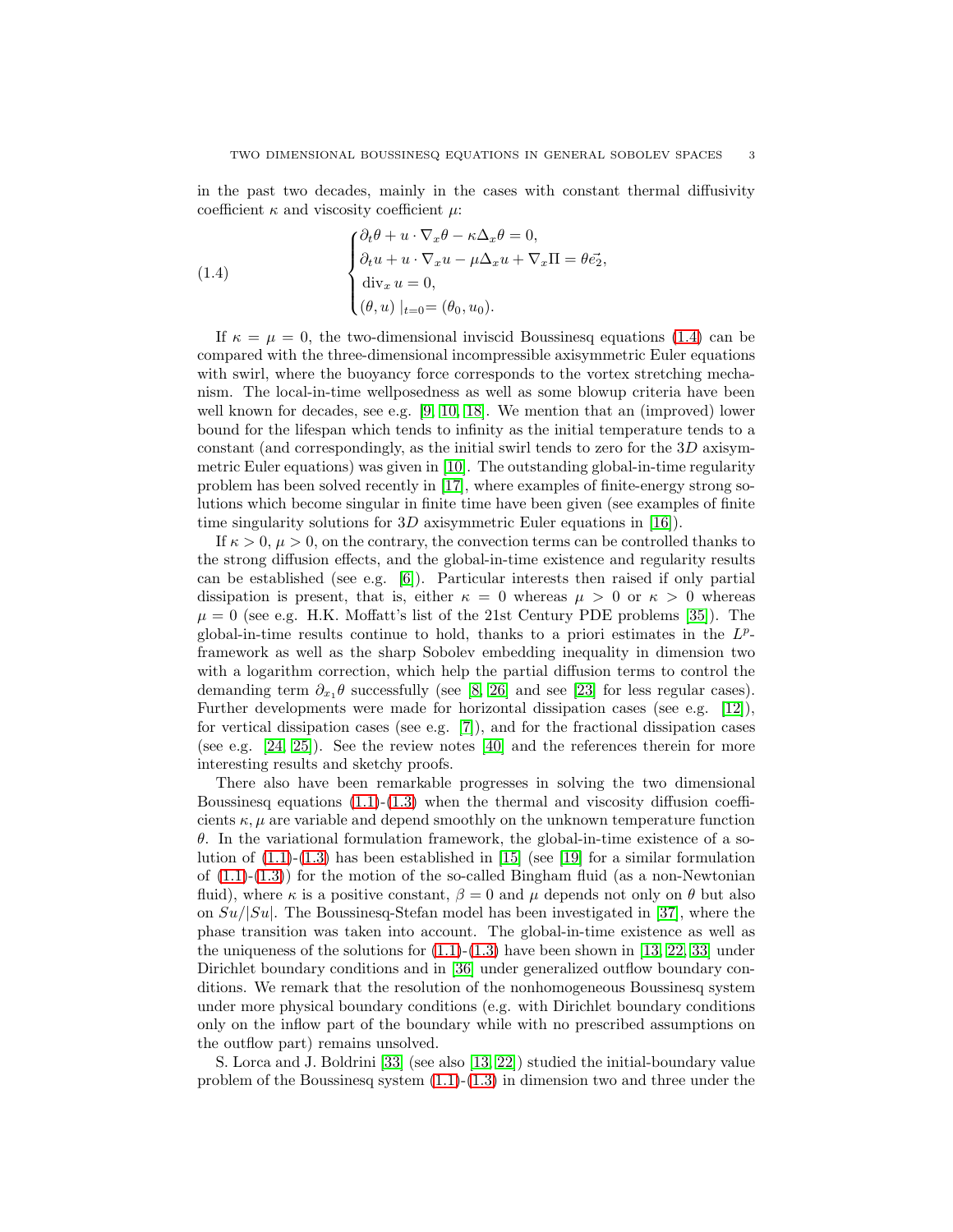in the past two decades, mainly in the cases with constant thermal diffusivity coefficient $\kappa$ and viscosity coefficient $\mu$:

$$
\begin{cases}
\partial_t \theta + u \cdot \nabla_x \theta - \kappa \Delta_x \theta = 0, \\
\partial_t u + u \cdot \nabla_x u - \mu \Delta_x u + \nabla_x \Pi = \theta \vec{e_2}, \\
\operatorname{div}_x u = 0, \\
(\theta, u) \mid_{t=0} = (\theta_0, u_0).
\end{cases} \tag{1.4}
$$

If $\kappa = \mu = 0$, the two-dimensional inviscid Boussinesq equations (1.4) can be compared with the three-dimensional incompressible axisymmetric Euler equations with swirl, where the buoyancy force corresponds to the vortex stretching mechanism. The local-in-time wellposedness as well as some blowup criteria have been well known for decades, see e.g. [9, 10, 18]. We mention that an (improved) lower bound for the lifespan which tends to infinity as the initial temperature tends to a constant (and correspondingly, as the initial swirl tends to zero for the $3D$ axisymmetric Euler equations) was given in [10]. The outstanding global-in-time regularity problem has been solved recently in [17], where examples of finite-energy strong solutions which become singular in finite time have been given (see examples of finite time singularity solutions for $3D$ axisymmetric Euler equations in [16]).

If $\kappa > 0$, $\mu > 0$, on the contrary, the convection terms can be controlled thanks to the strong diffusion effects, and the global-in-time existence and regularity results can be established (see e.g. [6]). Particular interests then raised if only partial dissipation is present, that is, either $\kappa = 0$ whereas $\mu > 0$ or $\kappa > 0$ whereas $\mu = 0$ (see e.g. H.K. Moffatt's list of the 21st Century PDE problems [35]). The global-in-time results continue to hold, thanks to a priori estimates in the $L^p$-framework as well as the sharp Sobolev embedding inequality in dimension two with a logarithm correction, which help the partial diffusion terms to control the demanding term $\partial_{x_1}\theta$ successfully (see [8, 26] and see [23] for less regular cases). Further developments were made for horizontal dissipation cases (see e.g. [12]), for vertical dissipation cases (see e.g. [7]), and for the fractional dissipation cases (see e.g. [24, 25]). See the review notes [40] and the references therein for more interesting results and sketchy proofs.

There also have been remarkable progresses in solving the two dimensional Boussinesq equations (1.1)-(1.3) when the thermal and viscosity diffusion coefficients $\kappa, \mu$ are variable and depend smoothly on the unknown temperature function $\theta$. In the variational formulation framework, the global-in-time existence of a solution of (1.1)-(1.3) has been established in [15] (see [19] for a similar formulation of (1.1)-(1.3)) for the motion of the so-called Bingham fluid (as a non-Newtonian fluid), where $\kappa$ is a positive constant, $\beta = 0$ and $\mu$ depends not only on $\theta$ but also on $Su/|Su|$. The Boussinesq-Stefan model has been investigated in [37], where the phase transition was taken into account. The global-in-time existence as well as the uniqueness of the solutions for (1.1)-(1.3) have been shown in [13, 22, 33] under Dirichlet boundary conditions and in [36] under generalized outflow boundary conditions. We remark that the resolution of the nonhomogeneous Boussinesq system under more physical boundary conditions (e.g. with Dirichlet boundary conditions only on the inflow part of the boundary while with no prescribed assumptions on the outflow part) remains unsolved.

S. Lorca and J. Boldrini [33] (see also [13, 22]) studied the initial-boundary value problem of the Boussinesq system (1.1)-(1.3) in dimension two and three under the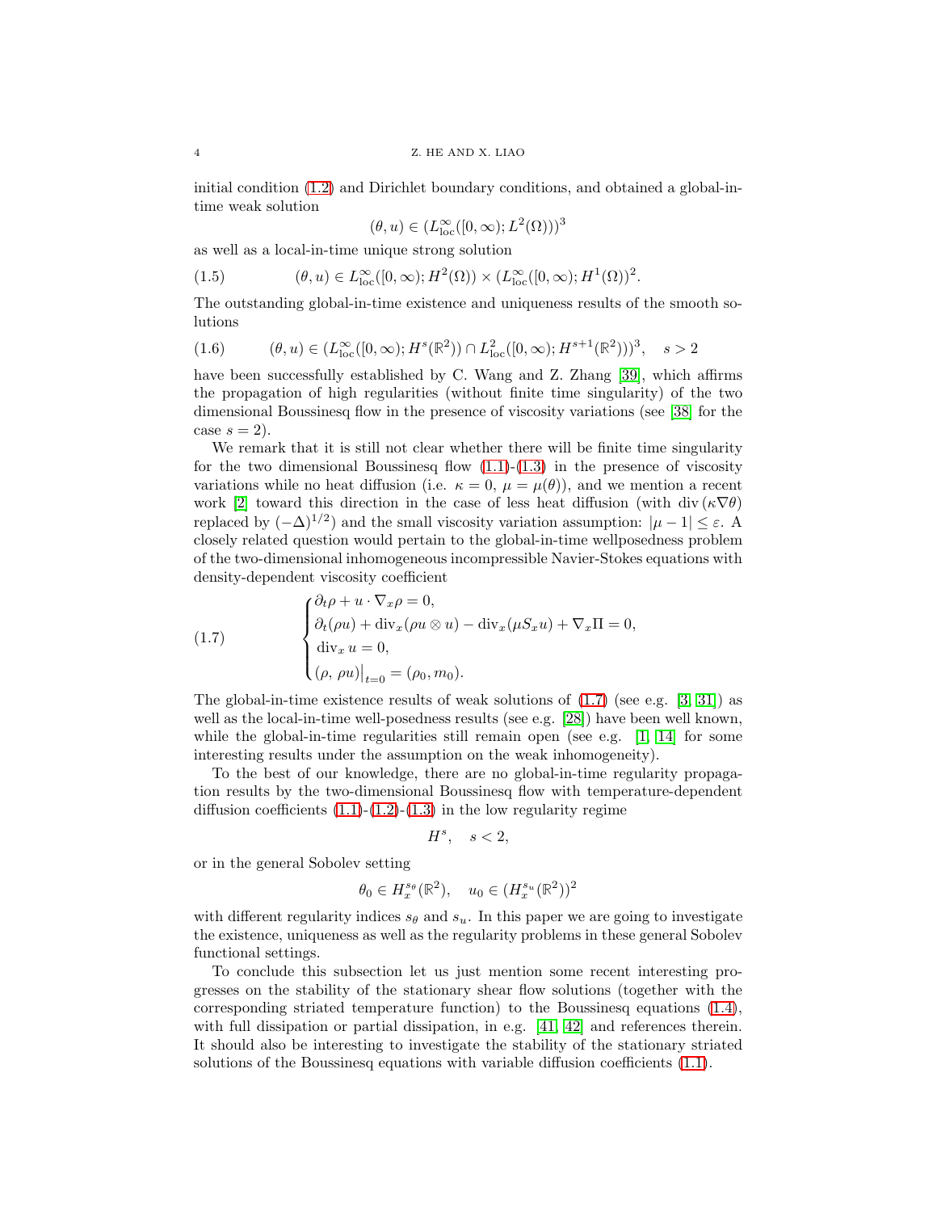initial condition (1.2) and Dirichlet boundary conditions, and obtained a global-in-time weak solution

$$(\theta, u) \in (L^\infty_{\rm loc}([0,\infty); L^2(\Omega)))^3$$

as well as a local-in-time unique strong solution

$$(\theta, u) \in L^\infty_{\rm loc}([0,\infty); H^2(\Omega)) \times (L^\infty_{\rm loc}([0,\infty); H^1(\Omega))^2. \tag{1.5}$$

The outstanding global-in-time existence and uniqueness results of the smooth solutions

$$(\theta, u) \in (L^\infty_{\rm loc}([0,\infty); H^s(\mathbb{R}^2)) \cap L^2_{\rm loc}([0,\infty); H^{s+1}(\mathbb{R}^2)))^3, \quad s > 2 \tag{1.6}$$

have been successfully established by C. Wang and Z. Zhang [39], which affirms the propagation of high regularities (without finite time singularity) of the two dimensional Boussinesq flow in the presence of viscosity variations (see [38] for the case $s = 2$).

We remark that it is still not clear whether there will be finite time singularity for the two dimensional Boussinesq flow (1.1)-(1.3) in the presence of viscosity variations while no heat diffusion (i.e. $\kappa = 0$, $\mu = \mu(\theta)$), and we mention a recent work [2] toward this direction in the case of less heat diffusion (with ${\rm div}\,(\kappa \nabla \theta)$ replaced by $(-\Delta)^{1/2}$) and the small viscosity variation assumption: $|\mu - 1| \leq \varepsilon$. A closely related question would pertain to the global-in-time wellposedness problem of the two-dimensional inhomogeneous incompressible Navier-Stokes equations with density-dependent viscosity coefficient

$$\begin{cases} \partial_t \rho + u \cdot \nabla_x \rho = 0, \\ \partial_t(\rho u) + {\rm div}_x(\rho u \otimes u) - {\rm div}_x(\mu S_x u) + \nabla_x \Pi = 0, \\ {\rm div}_x\, u = 0, \\ (\rho,\, \rho u)\big|_{t=0} = (\rho_0, m_0). \end{cases} \tag{1.7}$$

The global-in-time existence results of weak solutions of (1.7) (see e.g. [3, 31]) as well as the local-in-time well-posedness results (see e.g. [28]) have been well known, while the global-in-time regularities still remain open (see e.g. [1, 14] for some interesting results under the assumption on the weak inhomogeneity).

To the best of our knowledge, there are no global-in-time regularity propagation results by the two-dimensional Boussinesq flow with temperature-dependent diffusion coefficients (1.1)-(1.2)-(1.3) in the low regularity regime

$$H^s, \quad s < 2,$$

or in the general Sobolev setting

$$\theta_0 \in H^{s_\theta}_x(\mathbb{R}^2), \quad u_0 \in (H^{s_u}_x(\mathbb{R}^2))^2$$

with different regularity indices $s_\theta$ and $s_u$. In this paper we are going to investigate the existence, uniqueness as well as the regularity problems in these general Sobolev functional settings.

To conclude this subsection let us just mention some recent interesting progresses on the stability of the stationary shear flow solutions (together with the corresponding striated temperature function) to the Boussinesq equations (1.4), with full dissipation or partial dissipation, in e.g. [41, 42] and references therein. It should also be interesting to investigate the stability of the stationary striated solutions of the Boussinesq equations with variable diffusion coefficients (1.1).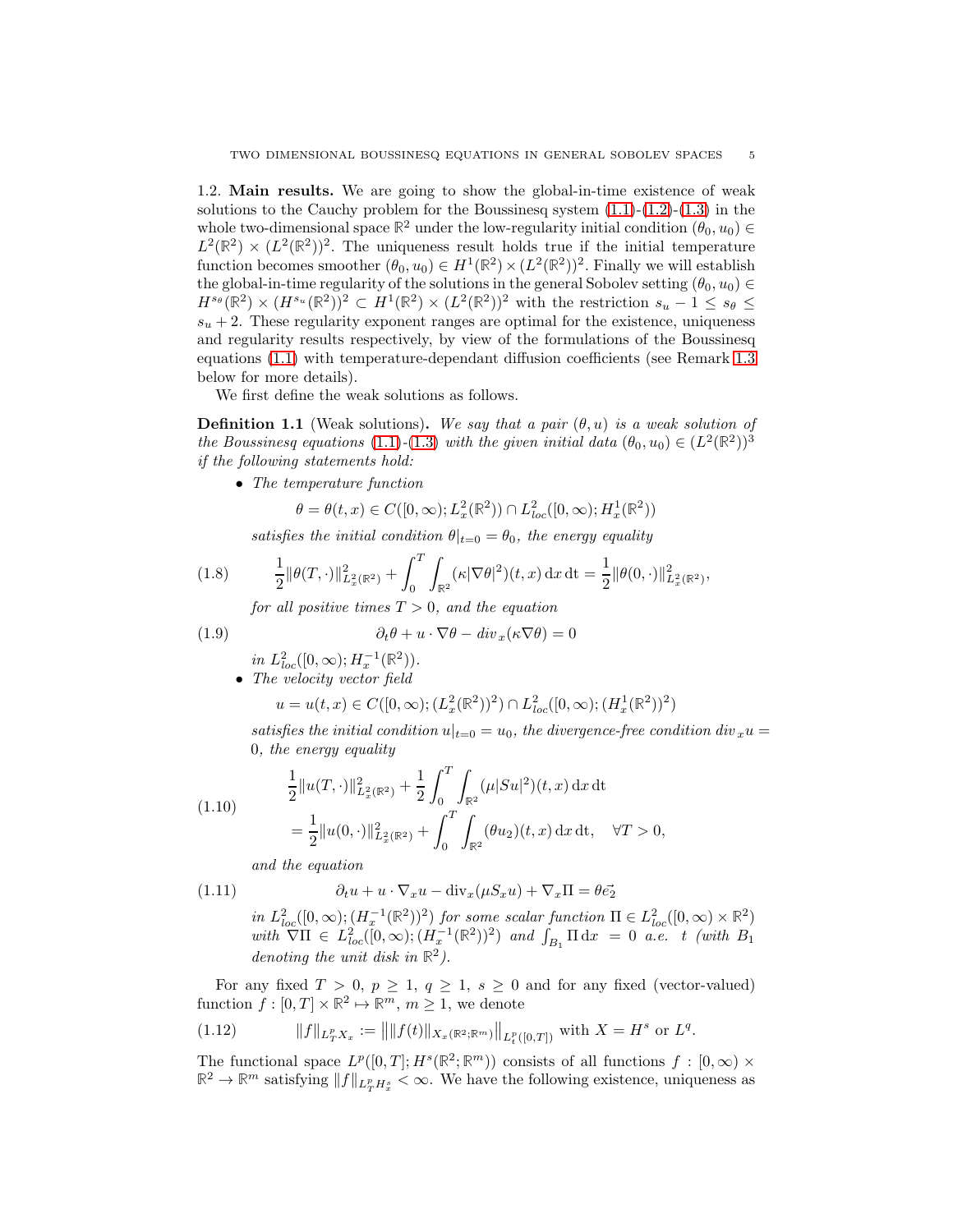1.2. **Main results.** We are going to show the global-in-time existence of weak solutions to the Cauchy problem for the Boussinesq system (1.1)-(1.2)-(1.3) in the whole two-dimensional space $\mathbb{R}^2$ under the low-regularity initial condition $(\theta_0, u_0) \in L^2(\mathbb{R}^2) \times (L^2(\mathbb{R}^2))^2$. The uniqueness result holds true if the initial temperature function becomes smoother $(\theta_0, u_0) \in H^1(\mathbb{R}^2) \times (L^2(\mathbb{R}^2))^2$. Finally we will establish the global-in-time regularity of the solutions in the general Sobolev setting $(\theta_0, u_0) \in H^{s_\theta}(\mathbb{R}^2) \times (H^{s_u}(\mathbb{R}^2))^2 \subset H^1(\mathbb{R}^2) \times (L^2(\mathbb{R}^2))^2$ with the restriction $s_u - 1 \leq s_\theta \leq s_u + 2$. These regularity exponent ranges are optimal for the existence, uniqueness and regularity results respectively, by view of the formulations of the Boussinesq equations (1.1) with temperature-dependant diffusion coefficients (see Remark 1.3 below for more details).

We first define the weak solutions as follows.

**Definition 1.1** (Weak solutions)**.** *We say that a pair $(\theta, u)$ is a weak solution of the Boussinesq equations (1.1)-(1.3) with the given initial data $(\theta_0, u_0) \in (L^2(\mathbb{R}^2))^3$ if the following statements hold:*

- *The temperature function*
$$\theta = \theta(t,x) \in C([0,\infty); L^2_x(\mathbb{R}^2)) \cap L^2_{loc}([0,\infty); H^1_x(\mathbb{R}^2))$$
*satisfies the initial condition $\theta|_{t=0} = \theta_0$, the energy equality*
$$\frac{1}{2}\|\theta(T,\cdot)\|^2_{L^2_x(\mathbb{R}^2)} + \int_0^T \int_{\mathbb{R}^2} (\kappa |\nabla\theta|^2)(t,x)\,\mathrm{d}x\,\mathrm{dt} = \frac{1}{2}\|\theta(0,\cdot)\|^2_{L^2_x(\mathbb{R}^2)}, \tag{1.8}$$
*for all positive times $T > 0$, and the equation*
$$\partial_t\theta + u\cdot\nabla\theta - div_x(\kappa\nabla\theta) = 0 \tag{1.9}$$
*in $L^2_{loc}([0,\infty); H^{-1}_x(\mathbb{R}^2))$.*
- *The velocity vector field*
$$u = u(t,x) \in C([0,\infty); (L^2_x(\mathbb{R}^2))^2) \cap L^2_{loc}([0,\infty); (H^1_x(\mathbb{R}^2))^2)$$
*satisfies the initial condition $u|_{t=0} = u_0$, the divergence-free condition $div_x u = 0$, the energy equality*
$$\begin{aligned} &\frac{1}{2}\|u(T,\cdot)\|^2_{L^2_x(\mathbb{R}^2)} + \frac{1}{2}\int_0^T \int_{\mathbb{R}^2} (\mu|Su|^2)(t,x)\,\mathrm{d}x\,\mathrm{dt} \\ &= \frac{1}{2}\|u(0,\cdot)\|^2_{L^2_x(\mathbb{R}^2)} + \int_0^T\int_{\mathbb{R}^2} (\theta u_2)(t,x)\,\mathrm{d}x\,\mathrm{dt}, \quad \forall T > 0, \end{aligned} \tag{1.10}$$
*and the equation*
$$\partial_t u + u\cdot\nabla_x u - \mathrm{div}_x(\mu S_x u) + \nabla_x \Pi = \theta\vec{e_2} \tag{1.11}$$
*in $L^2_{loc}([0,\infty); (H^{-1}_x(\mathbb{R}^2))^2)$ for some scalar function $\Pi \in L^2_{loc}([0,\infty)\times\mathbb{R}^2)$ with $\nabla\Pi \in L^2_{loc}([0,\infty); (H^{-1}_x(\mathbb{R}^2))^2)$ and $\int_{B_1}\Pi\,\mathrm{d}x = 0$ a.e. $t$ (with $B_1$ denoting the unit disk in $\mathbb{R}^2$).*

For any fixed $T > 0$, $p \geq 1$, $q \geq 1$, $s \geq 0$ and for any fixed (vector-valued) function $f : [0,T]\times\mathbb{R}^2 \mapsto \mathbb{R}^m$, $m \geq 1$, we denote
$$\|f\|_{L^p_T X_x} := \big\|\|f(t)\|_{X_x(\mathbb{R}^2;\mathbb{R}^m)}\big\|_{L^p_t([0,T])} \text{ with } X = H^s \text{ or } L^q. \tag{1.12}$$
The functional space $L^p([0,T]; H^s(\mathbb{R}^2;\mathbb{R}^m))$ consists of all functions $f : [0,\infty)\times\mathbb{R}^2 \to \mathbb{R}^m$ satisfying $\|f\|_{L^p_T H^s_x} < \infty$. We have the following existence, uniqueness as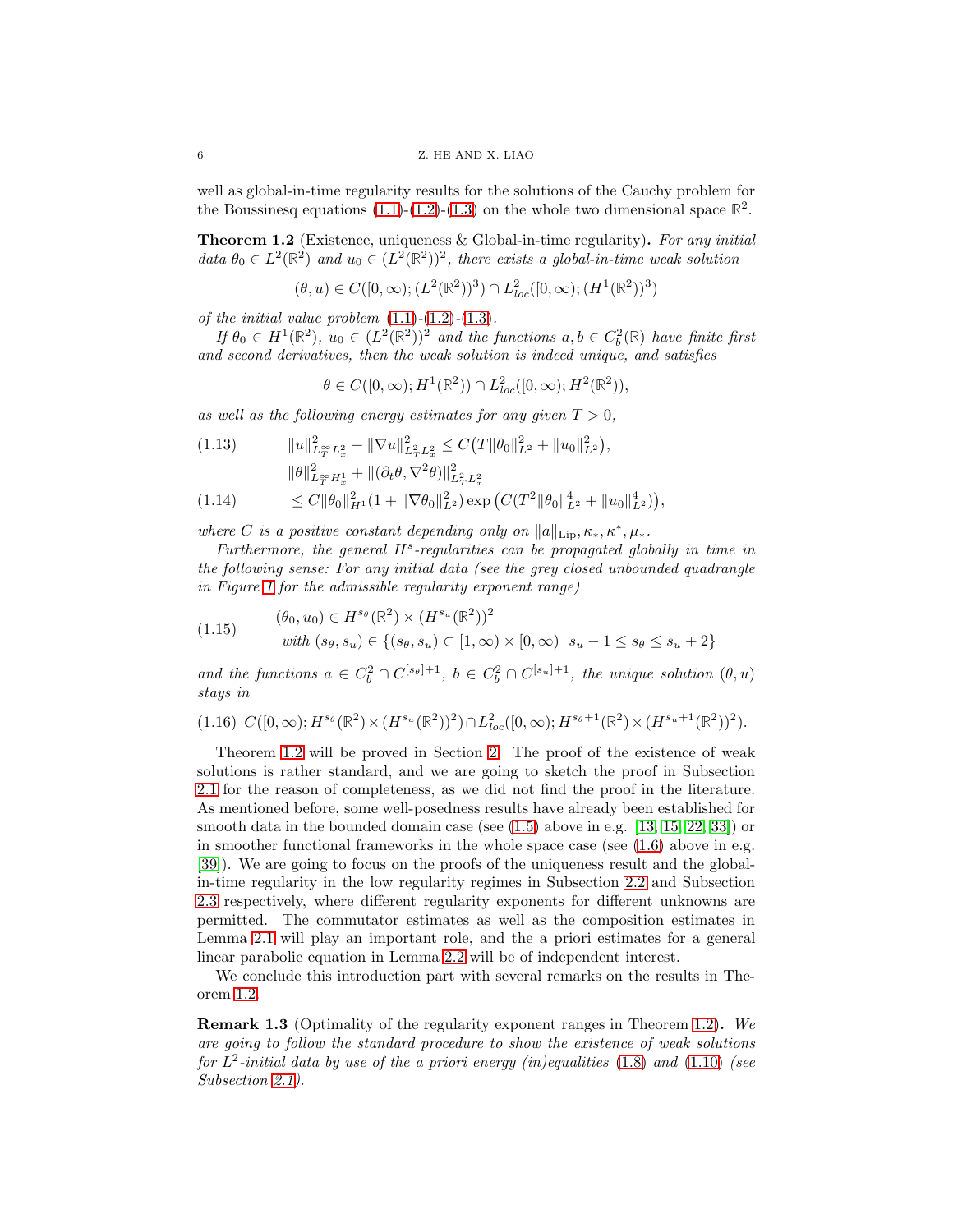well as global-in-time regularity results for the solutions of the Cauchy problem for the Boussinesq equations (1.1)-(1.2)-(1.3) on the whole two dimensional space $\mathbb{R}^2$.

**Theorem 1.2** (Existence, uniqueness & Global-in-time regularity)**.** *For any initial data $\theta_0 \in L^2(\mathbb{R}^2)$ and $u_0 \in (L^2(\mathbb{R}^2))^2$, there exists a global-in-time weak solution*

$$(\theta, u) \in C([0,\infty); (L^2(\mathbb{R}^2))^3) \cap L^2_{loc}([0,\infty); (H^1(\mathbb{R}^2))^3)$$

*of the initial value problem (1.1)-(1.2)-(1.3).*

*If $\theta_0 \in H^1(\mathbb{R}^2)$, $u_0 \in (L^2(\mathbb{R}^2))^2$ and the functions $a, b \in C_b^2(\mathbb{R})$ have finite first and second derivatives, then the weak solution is indeed unique, and satisfies*

$$\theta \in C([0,\infty); H^1(\mathbb{R}^2)) \cap L^2_{loc}([0,\infty); H^2(\mathbb{R}^2)),$$

*as well as the following energy estimates for any given $T > 0$,*

$$\|u\|^2_{L^\infty_T L^2_x} + \|\nabla u\|^2_{L^2_T L^2_x} \leq C\big(T\|\theta_0\|^2_{L^2} + \|u_0\|^2_{L^2}\big), \tag{1.13}$$

$$\begin{aligned}&\|\theta\|^2_{L^\infty_T H^1_x} + \|(\partial_t\theta, \nabla^2\theta)\|^2_{L^2_T L^2_x} \\ &\leq C\|\theta_0\|^2_{H^1}(1 + \|\nabla\theta_0\|^2_{L^2})\exp\big(C(T^2\|\theta_0\|^4_{L^2} + \|u_0\|^4_{L^2})\big),\end{aligned} \tag{1.14}$$

*where $C$ is a positive constant depending only on $\|a\|_{\mathrm{Lip}}, \kappa_*, \kappa^*, \mu_*$.*

*Furthermore, the general $H^s$-regularities can be propagated globally in time in the following sense: For any initial data (see the grey closed unbounded quadrangle in Figure 1 for the admissible regularity exponent range)*

$$\begin{aligned}&(\theta_0, u_0) \in H^{s_\theta}(\mathbb{R}^2) \times (H^{s_u}(\mathbb{R}^2))^2 \\ &\text{with } (s_\theta, s_u) \in \{(s_\theta, s_u) \subset [1,\infty) \times [0,\infty) \,|\, s_u - 1 \leq s_\theta \leq s_u + 2\}\end{aligned} \tag{1.15}$$

*and the functions $a \in C_b^2 \cap C^{[s_\theta]+1}$, $b \in C_b^2 \cap C^{[s_u]+1}$, the unique solution $(\theta, u)$ stays in*

$$C([0,\infty); H^{s_\theta}(\mathbb{R}^2) \times (H^{s_u}(\mathbb{R}^2))^2) \cap L^2_{loc}([0,\infty); H^{s_\theta+1}(\mathbb{R}^2) \times (H^{s_u+1}(\mathbb{R}^2))^2). \tag{1.16}$$

Theorem 1.2 will be proved in Section 2. The proof of the existence of weak solutions is rather standard, and we are going to sketch the proof in Subsection 2.1 for the reason of completeness, as we did not find the proof in the literature. As mentioned before, some well-posedness results have already been established for smooth data in the bounded domain case (see (1.5) above in e.g. [13, 15, 22, 33]) or in smoother functional frameworks in the whole space case (see (1.6) above in e.g. [39]). We are going to focus on the proofs of the uniqueness result and the global-in-time regularity in the low regularity regimes in Subsection 2.2 and Subsection 2.3 respectively, where different regularity exponents for different unknowns are permitted. The commutator estimates as well as the composition estimates in Lemma 2.1 will play an important role, and the a priori estimates for a general linear parabolic equation in Lemma 2.2 will be of independent interest.

We conclude this introduction part with several remarks on the results in Theorem 1.2.

**Remark 1.3** (Optimality of the regularity exponent ranges in Theorem 1.2)**.** *We are going to follow the standard procedure to show the existence of weak solutions for $L^2$-initial data by use of the a priori energy (in)equalities (1.8) and (1.10) (see Subsection 2.1).*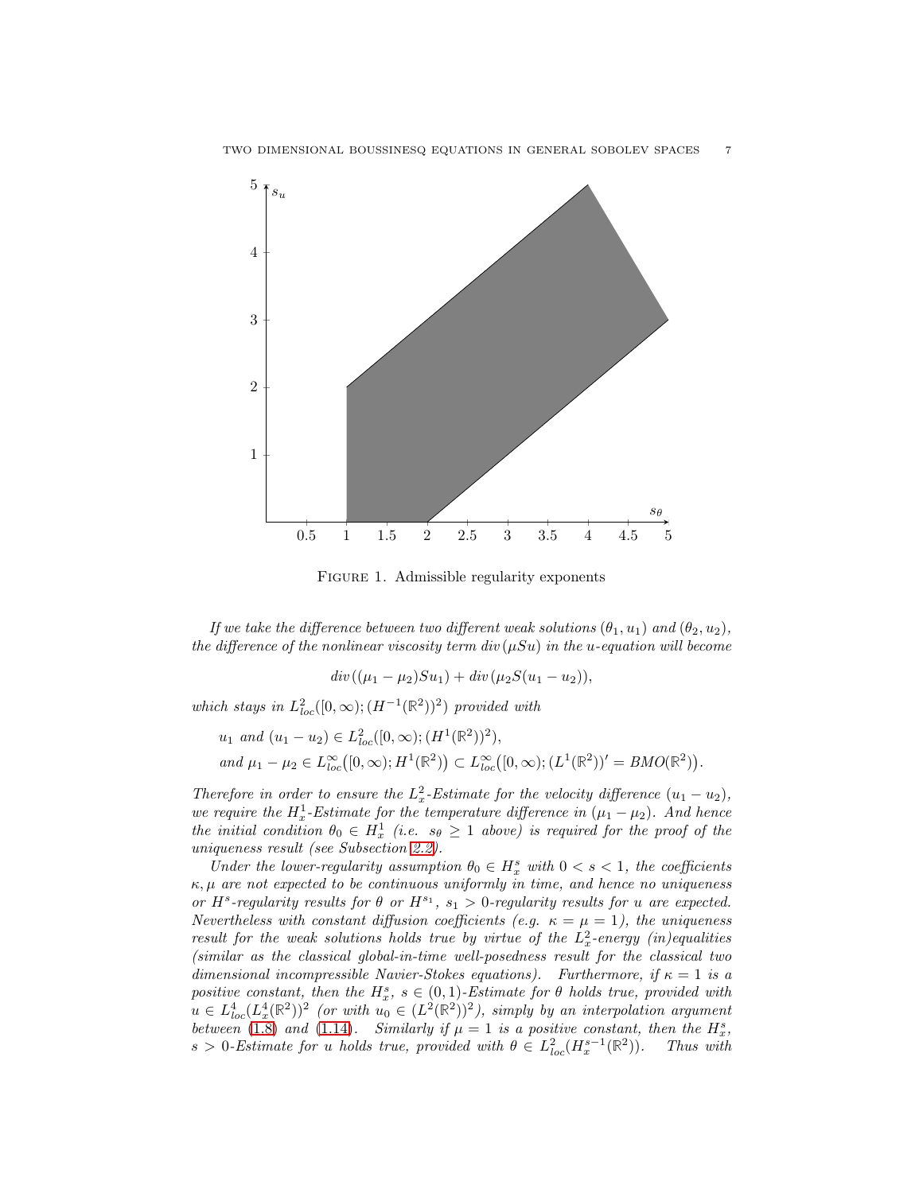Figure 1. Admissible regularity exponents

*If we take the difference between two different weak solutions $(\theta_1, u_1)$ and $(\theta_2, u_2)$, the difference of the nonlinear viscosity term $div\,(\mu S u)$ in the $u$-equation will become*

$$div\,((\mu_1 - \mu_2) S u_1) + div\,(\mu_2 S(u_1 - u_2)),$$

*which stays in $L^2_{loc}([0,\infty); (H^{-1}(\mathbb{R}^2))^2)$ provided with*

$$u_1 \text{ and } (u_1 - u_2) \in L^2_{loc}([0,\infty); (H^1(\mathbb{R}^2))^2),$$
$$\text{and } \mu_1 - \mu_2 \in L^\infty_{loc}\big([0,\infty); H^1(\mathbb{R}^2)\big) \subset L^\infty_{loc}\big([0,\infty); (L^1(\mathbb{R}^2))' = BMO(\mathbb{R}^2)\big).$$

*Therefore in order to ensure the $L^2_x$-Estimate for the velocity difference $(u_1 - u_2)$, we require the $H^1_x$-Estimate for the temperature difference in $(\mu_1 - \mu_2)$. And hence the initial condition $\theta_0 \in H^1_x$ (i.e. $s_\theta \geq 1$ above) is required for the proof of the uniqueness result (see Subsection 2.2).*

*Under the lower-regularity assumption $\theta_0 \in H^s_x$ with $0 < s < 1$, the coefficients $\kappa, \mu$ are not expected to be continuous uniformly in time, and hence no uniqueness or $H^s$-regularity results for $\theta$ or $H^{s_1}$, $s_1 > 0$-regularity results for $u$ are expected. Nevertheless with constant diffusion coefficients (e.g. $\kappa = \mu = 1$), the uniqueness result for the weak solutions holds true by virtue of the $L^2_x$-energy (in)equalities (similar as the classical global-in-time well-posedness result for the classical two dimensional incompressible Navier-Stokes equations). Furthermore, if $\kappa = 1$ is a positive constant, then the $H^s_x$, $s \in (0,1)$-Estimate for $\theta$ holds true, provided with $u \in L^4_{loc}(L^4_x(\mathbb{R}^2))^2$ (or with $u_0 \in (L^2(\mathbb{R}^2))^2$), simply by an interpolation argument between (1.8) and (1.14). Similarly if $\mu = 1$ is a positive constant, then the $H^s_x$, $s > 0$-Estimate for $u$ holds true, provided with $\theta \in L^2_{loc}(H^{s-1}_x(\mathbb{R}^2))$. Thus with*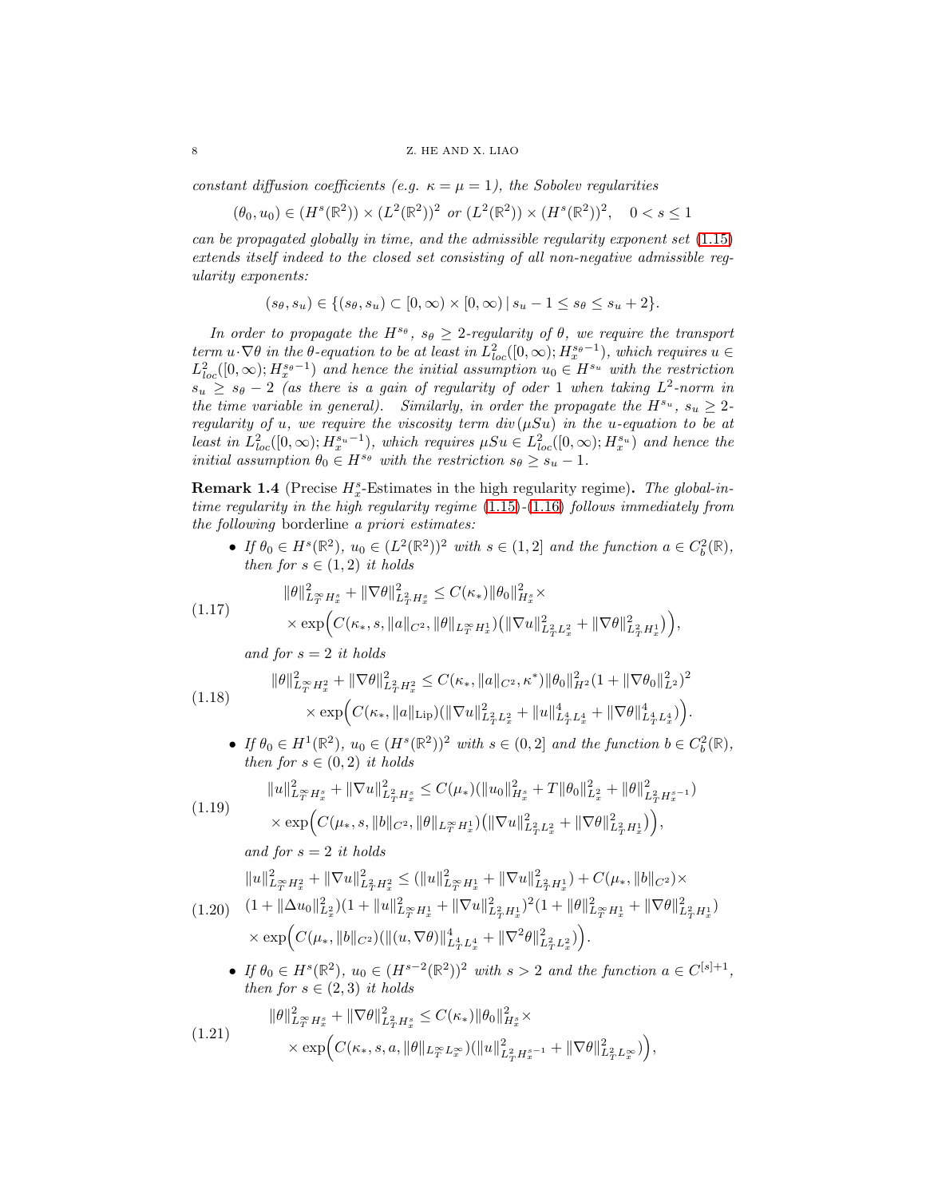*constant diffusion coefficients (e.g. $\kappa = \mu = 1$), the Sobolev regularities*

$$(\theta_0, u_0) \in (H^s(\mathbb{R}^2)) \times (L^2(\mathbb{R}^2))^2 \text{ or } (L^2(\mathbb{R}^2)) \times (H^s(\mathbb{R}^2))^2, \quad 0 < s \le 1$$

*can be propagated globally in time, and the admissible regularity exponent set (1.15) extends itself indeed to the closed set consisting of all non-negative admissible regularity exponents:*

$$(s_\theta, s_u) \in \{(s_\theta, s_u) \subset [0,\infty) \times [0,\infty) \,|\, s_u - 1 \le s_\theta \le s_u + 2\}.$$

*In order to propagate the $H^{s_\theta}$, $s_\theta \ge 2$-regularity of $\theta$, we require the transport term $u\cdot\nabla\theta$ in the $\theta$-equation to be at least in $L^2_{loc}([0,\infty); H^{s_\theta-1}_x)$, which requires $u \in L^2_{loc}([0,\infty); H^{s_\theta-1}_x)$ and hence the initial assumption $u_0 \in H^{s_u}$ with the restriction $s_u \ge s_\theta - 2$ (as there is a gain of regularity of oder 1 when taking $L^2$-norm in the time variable in general). Similarly, in order the propagate the $H^{s_u}$, $s_u \ge 2$-regularity of $u$, we require the viscosity term $div(\mu S u)$ in the $u$-equation to be at least in $L^2_{loc}([0,\infty); H^{s_u-1}_x)$, which requires $\mu S u \in L^2_{loc}([0,\infty); H^{s_u}_x)$ and hence the initial assumption $\theta_0 \in H^{s_\theta}$ with the restriction $s_\theta \ge s_u - 1$.*

**Remark 1.4** (Precise $H^s_x$-Estimates in the high regularity regime)**.** *The global-in-time regularity in the high regularity regime (1.15)-(1.16) follows immediately from the following* borderline *a priori estimates:*

- *If $\theta_0 \in H^s(\mathbb{R}^2)$, $u_0 \in (L^2(\mathbb{R}^2))^2$ with $s \in (1,2]$ and the function $a \in C^2_b(\mathbb{R})$, then for $s \in (1,2)$ it holds*

$$\|\theta\|^2_{L^\infty_T H^s_x} + \|\nabla\theta\|^2_{L^2_T H^s_x} \le C(\kappa_*)\|\theta_0\|^2_{H^s_x} \times \times \exp\Big(C(\kappa_*, s, \|a\|_{C^2}, \|\theta\|_{L^\infty_T H^1_x})\big(\|\nabla u\|^2_{L^2_T L^2_x} + \|\nabla\theta\|^2_{L^2_T H^1_x}\big)\Big), \tag{1.17}$$

  *and for $s = 2$ it holds*

$$\|\theta\|^2_{L^\infty_T H^2_x} + \|\nabla\theta\|^2_{L^2_T H^2_x} \le C(\kappa_*, \|a\|_{C^2}, \kappa^*)\|\theta_0\|^2_{H^2}(1 + \|\nabla\theta_0\|^2_{L^2})^2 \times \exp\Big(C(\kappa_*, \|a\|_{\mathrm{Lip}})(\|\nabla u\|^2_{L^2_T L^2_x} + \|u\|^4_{L^4_T L^4_x} + \|\nabla\theta\|^4_{L^4_T L^4_x})\Big). \tag{1.18}$$

- *If $\theta_0 \in H^1(\mathbb{R}^2)$, $u_0 \in (H^s(\mathbb{R}^2))^2$ with $s \in (0,2]$ and the function $b \in C^2_b(\mathbb{R})$, then for $s \in (0,2)$ it holds*

$$\|u\|^2_{L^\infty_T H^s_x} + \|\nabla u\|^2_{L^2_T H^s_x} \le C(\mu_*)(\|u_0\|^2_{H^s_x} + T\|\theta_0\|^2_{L^2_x} + \|\theta\|^2_{L^2_T H^{s-1}_x}) \times \exp\Big(C(\mu_*, s, \|b\|_{C^2}, \|\theta\|_{L^\infty_T H^1_x})\big(\|\nabla u\|^2_{L^2_T L^2_x} + \|\nabla\theta\|^2_{L^2_T H^1_x}\big)\Big), \tag{1.19}$$

  *and for $s = 2$ it holds*

$$\begin{aligned}&\|u\|^2_{L^\infty_T H^2_x} + \|\nabla u\|^2_{L^2_T H^2_x} \le (\|u\|^2_{L^\infty_T H^1_x} + \|\nabla u\|^2_{L^2_T H^1_x}) + C(\mu_*, \|b\|_{C^2}) \times \\ &(1 + \|\Delta u_0\|^2_{L^2_x})(1 + \|u\|^2_{L^\infty_T H^1_x} + \|\nabla u\|^2_{L^2_T H^1_x})^2(1 + \|\theta\|^2_{L^\infty_T H^1_x} + \|\nabla\theta\|^2_{L^2_T H^1_x}) \\ &\times \exp\Big(C(\mu_*, \|b\|_{C^2})(\|(u,\nabla\theta)\|^4_{L^4_T L^4_x} + \|\nabla^2\theta\|^2_{L^2_T L^2_x})\Big).\end{aligned} \tag{1.20}$$

- *If $\theta_0 \in H^s(\mathbb{R}^2)$, $u_0 \in (H^{s-2}(\mathbb{R}^2))^2$ with $s > 2$ and the function $a \in C^{[s]+1}$, then for $s \in (2,3)$ it holds*

$$\|\theta\|^2_{L^\infty_T H^s_x} + \|\nabla\theta\|^2_{L^2_T H^s_x} \le C(\kappa_*)\|\theta_0\|^2_{H^s_x} \times \times \exp\Big(C(\kappa_*, s, a, \|\theta\|_{L^\infty_T L^\infty_x})(\|u\|^2_{L^2_T H^{s-1}_x} + \|\nabla\theta\|^2_{L^2_T L^\infty_x})\Big), \tag{1.21}$$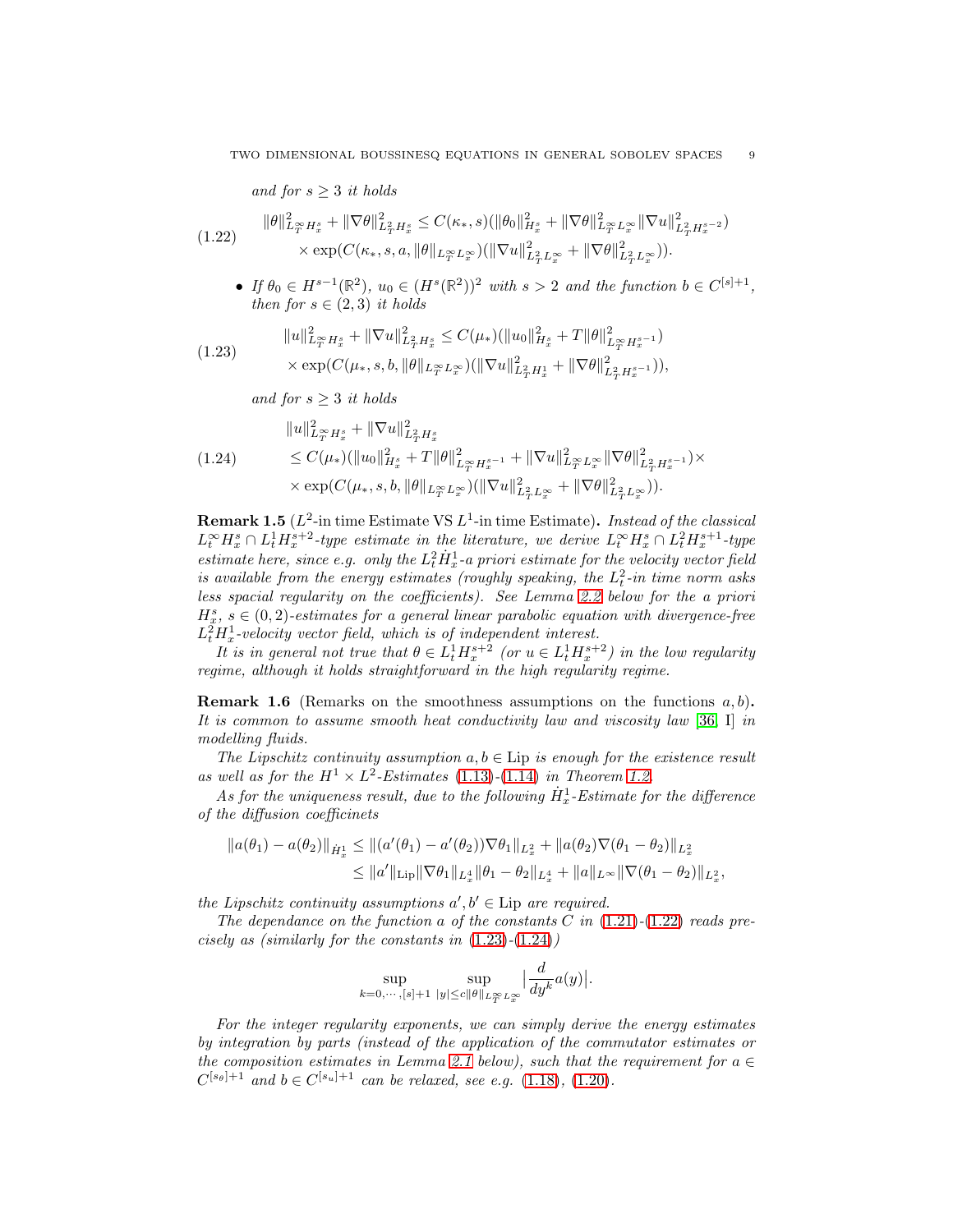*and for $s \geq 3$ it holds*

$$
\begin{aligned}
\|\theta\|^2_{L^\infty_T H^s_x} + \|\nabla\theta\|^2_{L^2_T H^s_x} &\leq C(\kappa_*, s)(\|\theta_0\|^2_{H^s_x} + \|\nabla\theta\|^2_{L^\infty_T L^\infty_x}\|\nabla u\|^2_{L^2_T H^{s-2}_x}) \\
&\quad \times \exp(C(\kappa_*, s, a, \|\theta\|_{L^\infty_T L^\infty_x})(\|\nabla u\|^2_{L^2_T L^\infty_x} + \|\nabla\theta\|^2_{L^2_T L^\infty_x})).
\end{aligned} \tag{1.22}
$$

- *If $\theta_0 \in H^{s-1}(\mathbb{R}^2)$, $u_0 \in (H^s(\mathbb{R}^2))^2$ with $s > 2$ and the function $b \in C^{[s]+1}$, then for $s \in (2, 3)$ it holds*

$$
\begin{aligned}
&\|u\|^2_{L^\infty_T H^s_x} + \|\nabla u\|^2_{L^2_T H^s_x} \leq C(\mu_*)(\|u_0\|^2_{H^s_x} + T\|\theta\|^2_{L^\infty_T H^{s-1}_x}) \\
&\times \exp(C(\mu_*, s, b, \|\theta\|_{L^\infty_T L^\infty_x})(\|\nabla u\|^2_{L^2_T H^1_x} + \|\nabla\theta\|^2_{L^2_T H^{s-1}_x})),
\end{aligned} \tag{1.23}
$$

*and for $s \geq 3$ it holds*

$$
\begin{aligned}
&\|u\|^2_{L^\infty_T H^s_x} + \|\nabla u\|^2_{L^2_T H^s_x} \\
&\leq C(\mu_*)(\|u_0\|^2_{H^s_x} + T\|\theta\|^2_{L^\infty_T H^{s-1}_x} + \|\nabla u\|^2_{L^\infty_T L^\infty_x}\|\nabla\theta\|^2_{L^2_T H^{s-1}_x})\times \\
&\times \exp(C(\mu_*, s, b, \|\theta\|_{L^\infty_T L^\infty_x})(\|\nabla u\|^2_{L^2_T L^\infty_x} + \|\nabla\theta\|^2_{L^2_T L^\infty_x})).
\end{aligned} \tag{1.24}
$$

**Remark 1.5** ($L^2$-in time Estimate VS $L^1$-in time Estimate)**.** *Instead of the classical $L^\infty_t H^s_x \cap L^1_t H^{s+2}_x$-type estimate in the literature, we derive $L^\infty_t H^s_x \cap L^2_t H^{s+1}_x$-type estimate here, since e.g. only the $L^2_t \dot{H}^1_x$-a priori estimate for the velocity vector field is available from the energy estimates (roughly speaking, the $L^2_t$-in time norm asks less spacial regularity on the coefficients). See Lemma 2.2 below for the a priori $H^s_x$, $s \in (0, 2)$-estimates for a general linear parabolic equation with divergence-free $L^2_t H^1_x$-velocity vector field, which is of independent interest.*

*It is in general not true that $\theta \in L^1_t H^{s+2}_x$ (or $u \in L^1_t H^{s+2}_x$) in the low regularity regime, although it holds straightforward in the high regularity regime.*

**Remark 1.6** (Remarks on the smoothness assumptions on the functions $a, b$)**.** *It is common to assume smooth heat conductivity law and viscosity law [36, I] in modelling fluids.*

*The Lipschitz continuity assumption $a, b \in \mathrm{Lip}$ is enough for the existence result as well as for the $H^1 \times L^2$-Estimates (1.13)-(1.14) in Theorem 1.2.*

*As for the uniqueness result, due to the following $\dot{H}^1_x$-Estimate for the difference of the diffusion coefficinets*

$$
\begin{aligned}
\|a(\theta_1) - a(\theta_2)\|_{\dot{H}^1_x} &\leq \|(a'(\theta_1) - a'(\theta_2))\nabla\theta_1\|_{L^2_x} + \|a(\theta_2)\nabla(\theta_1 - \theta_2)\|_{L^2_x} \\
&\leq \|a'\|_{\mathrm{Lip}}\|\nabla\theta_1\|_{L^4_x}\|\theta_1 - \theta_2\|_{L^4_x} + \|a\|_{L^\infty}\|\nabla(\theta_1 - \theta_2)\|_{L^2_x},
\end{aligned}
$$

*the Lipschitz continuity assumptions $a', b' \in \mathrm{Lip}$ are required.*

*The dependance on the function $a$ of the constants $C$ in (1.21)-(1.22) reads precisely as (similarly for the constants in (1.23)-(1.24))*

$$
\sup_{k=0,\cdots,[s]+1} \sup_{|y| \leq c\|\theta\|_{L^\infty_T L^\infty_x}} \left|\frac{d}{dy^k} a(y)\right|.
$$

*For the integer regularity exponents, we can simply derive the energy estimates by integration by parts (instead of the application of the commutator estimates or the composition estimates in Lemma 2.1 below), such that the requirement for $a \in C^{[s_\theta]+1}$ and $b \in C^{[s_u]+1}$ can be relaxed, see e.g. (1.18), (1.20).*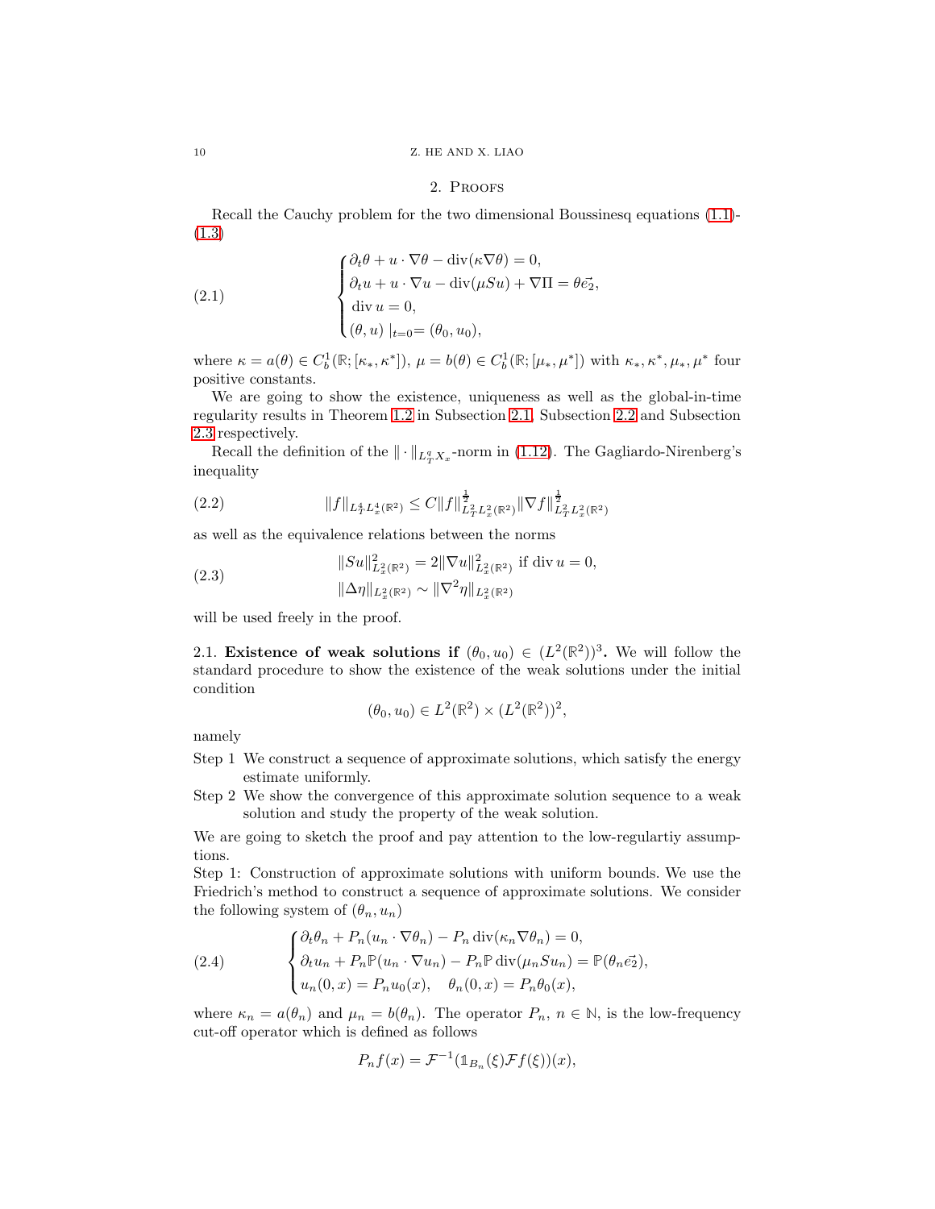## 2. Proofs

Recall the Cauchy problem for the two dimensional Boussinesq equations (1.1)-(1.3)

$$
\begin{cases}
\partial_t \theta + u \cdot \nabla \theta - \operatorname{div}(\kappa \nabla \theta) = 0, \\
\partial_t u + u \cdot \nabla u - \operatorname{div}(\mu S u) + \nabla \Pi = \theta \vec{e_2}, \\
\operatorname{div} u = 0, \\
(\theta, u)\mid_{t=0} = (\theta_0, u_0),
\end{cases}
\tag{2.1}
$$

where $\kappa = a(\theta) \in C_b^1(\mathbb{R}; [\kappa_*, \kappa^*])$, $\mu = b(\theta) \in C_b^1(\mathbb{R}; [\mu_*, \mu^*])$ with $\kappa_*, \kappa^*, \mu_*, \mu^*$ four positive constants.

We are going to show the existence, uniqueness as well as the global-in-time regularity results in Theorem 1.2 in Subsection 2.1, Subsection 2.2 and Subsection 2.3 respectively.

Recall the definition of the $\| \cdot \|_{L^q_T X_x}$-norm in (1.12). The Gagliardo-Nirenberg's inequality

$$
\|f\|_{L^4_T L^4_x(\mathbb{R}^2)} \leq C \|f\|^{\frac{1}{2}}_{L^2_T L^2_x(\mathbb{R}^2)} \|\nabla f\|^{\frac{1}{2}}_{L^2_T L^2_x(\mathbb{R}^2)}
\tag{2.2}
$$

as well as the equivalence relations between the norms

$$
\begin{aligned}
&\|Su\|^2_{L^2_x(\mathbb{R}^2)} = 2\|\nabla u\|^2_{L^2_x(\mathbb{R}^2)} \text{ if } \operatorname{div} u = 0, \\
&\|\Delta \eta\|_{L^2_x(\mathbb{R}^2)} \sim \|\nabla^2 \eta\|_{L^2_x(\mathbb{R}^2)}
\end{aligned}
\tag{2.3}
$$

will be used freely in the proof.

### 2.1. Existence of weak solutions if $(\theta_0, u_0) \in (L^2(\mathbb{R}^2))^3$.

We will follow the standard procedure to show the existence of the weak solutions under the initial condition

$$
(\theta_0, u_0) \in L^2(\mathbb{R}^2) \times (L^2(\mathbb{R}^2))^2,
$$

namely

- Step 1 We construct a sequence of approximate solutions, which satisfy the energy estimate uniformly.
- Step 2 We show the convergence of this approximate solution sequence to a weak solution and study the property of the weak solution.

We are going to sketch the proof and pay attention to the low-regulartiy assumptions.

Step 1: Construction of approximate solutions with uniform bounds. We use the Friedrich's method to construct a sequence of approximate solutions. We consider the following system of $(\theta_n, u_n)$

$$
\begin{cases}
\partial_t \theta_n + P_n(u_n \cdot \nabla \theta_n) - P_n \operatorname{div}(\kappa_n \nabla \theta_n) = 0, \\
\partial_t u_n + P_n \mathbb{P}(u_n \cdot \nabla u_n) - P_n \mathbb{P} \operatorname{div}(\mu_n S u_n) = \mathbb{P}(\theta_n \vec{e_2}), \\
u_n(0, x) = P_n u_0(x), \quad \theta_n(0, x) = P_n \theta_0(x),
\end{cases}
\tag{2.4}
$$

where $\kappa_n = a(\theta_n)$ and $\mu_n = b(\theta_n)$. The operator $P_n$, $n \in \mathbb{N}$, is the low-frequency cut-off operator which is defined as follows

$$
P_n f(x) = \mathcal{F}^{-1}(\mathbb{1}_{B_n}(\xi) \mathcal{F} f(\xi))(x),
$$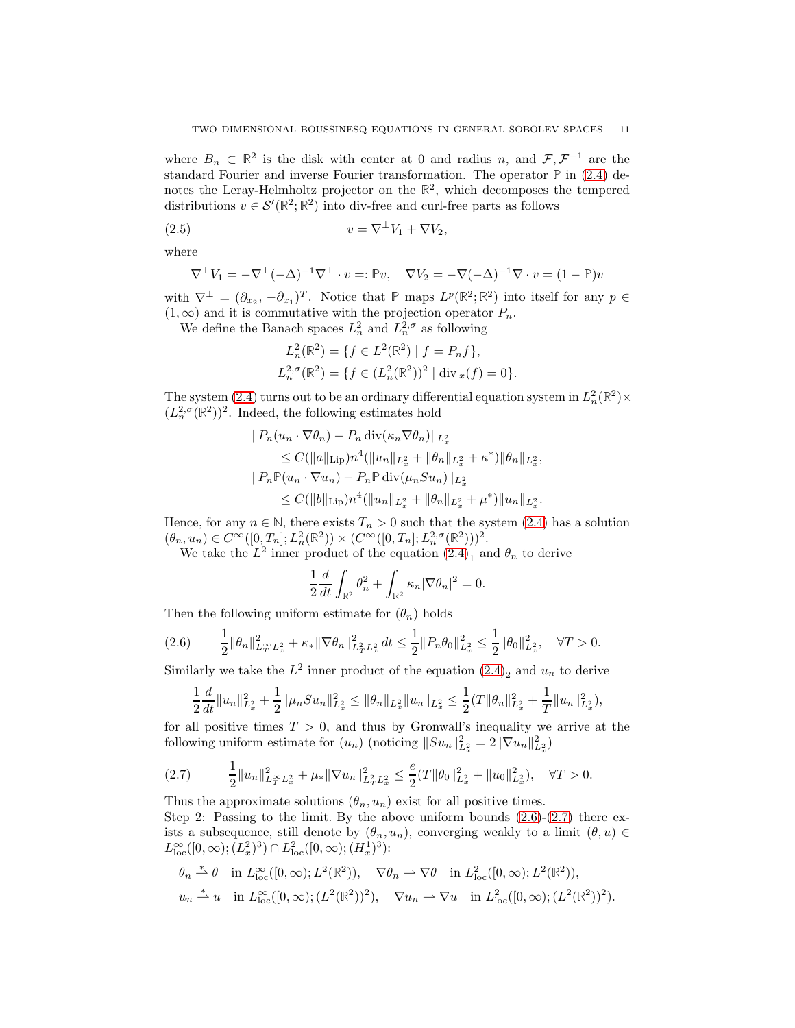where $B_n \subset \mathbb{R}^2$ is the disk with center at 0 and radius $n$, and $\mathcal{F}, \mathcal{F}^{-1}$ are the standard Fourier and inverse Fourier transformation. The operator $\mathbb{P}$ in (2.4) denotes the Leray-Helmholtz projector on the $\mathbb{R}^2$, which decomposes the tempered distributions $v \in \mathcal{S}'(\mathbb{R}^2; \mathbb{R}^2)$ into div-free and curl-free parts as follows

$$v = \nabla^\perp V_1 + \nabla V_2, \tag{2.5}$$

where

$$\nabla^\perp V_1 = -\nabla^\perp (-\Delta)^{-1} \nabla^\perp \cdot v =: \mathbb{P} v, \quad \nabla V_2 = -\nabla (-\Delta)^{-1} \nabla \cdot v = (1 - \mathbb{P}) v$$

with $\nabla^\perp = (\partial_{x_2}, -\partial_{x_1})^T$. Notice that $\mathbb{P}$ maps $L^p(\mathbb{R}^2; \mathbb{R}^2)$ into itself for any $p \in (1, \infty)$ and it is commutative with the projection operator $P_n$.

We define the Banach spaces $L^2_n$ and $L^{2,\sigma}_n$ as following

$$L^2_n(\mathbb{R}^2) = \{f \in L^2(\mathbb{R}^2) \mid f = P_n f\},$$
$$L^{2,\sigma}_n(\mathbb{R}^2) = \{f \in (L^2_n(\mathbb{R}^2))^2 \mid \operatorname{div}_x(f) = 0\}.$$

The system (2.4) turns out to be an ordinary differential equation system in $L^2_n(\mathbb{R}^2) \times (L^{2,\sigma}_n(\mathbb{R}^2))^2$. Indeed, the following estimates hold

$$\begin{aligned}
&\|P_n(u_n \cdot \nabla \theta_n) - P_n \operatorname{div}(\kappa_n \nabla \theta_n)\|_{L^2_x} \\
&\quad \le C(\|a\|_{\mathrm{Lip}}) n^4 (\|u_n\|_{L^2_x} + \|\theta_n\|_{L^2_x} + \kappa^*) \|\theta_n\|_{L^2_x}, \\
&\|P_n \mathbb{P}(u_n \cdot \nabla u_n) - P_n \mathbb{P} \operatorname{div}(\mu_n S u_n)\|_{L^2_x} \\
&\quad \le C(\|b\|_{\mathrm{Lip}}) n^4 (\|u_n\|_{L^2_x} + \|\theta_n\|_{L^2_x} + \mu^*) \|u_n\|_{L^2_x}.
\end{aligned}$$

Hence, for any $n \in \mathbb{N}$, there exists $T_n > 0$ such that the system (2.4) has a solution $(\theta_n, u_n) \in C^\infty([0, T_n]; L^2_n(\mathbb{R}^2)) \times (C^\infty([0, T_n]; L^{2,\sigma}_n(\mathbb{R}^2)))^2$.

We take the $L^2$ inner product of the equation $(2.4)_1$ and $\theta_n$ to derive

$$\frac{1}{2} \frac{d}{dt} \int_{\mathbb{R}^2} \theta_n^2 + \int_{\mathbb{R}^2} \kappa_n |\nabla \theta_n|^2 = 0.$$

Then the following uniform estimate for $(\theta_n)$ holds

$$\frac{1}{2} \|\theta_n\|^2_{L^\infty_T L^2_x} + \kappa_* \|\nabla \theta_n\|^2_{L^2_T L^2_x} \, dt \le \frac{1}{2} \|P_n \theta_0\|^2_{L^2_x} \le \frac{1}{2} \|\theta_0\|^2_{L^2_x}, \quad \forall T > 0. \tag{2.6}$$

Similarly we take the $L^2$ inner product of the equation $(2.4)_2$ and $u_n$ to derive

$$\frac{1}{2} \frac{d}{dt} \|u_n\|^2_{L^2_x} + \frac{1}{2} \|\mu_n S u_n\|^2_{L^2_x} \le \|\theta_n\|_{L^2_x} \|u_n\|_{L^2_x} \le \frac{1}{2} (T \|\theta_n\|^2_{L^2_x} + \frac{1}{T} \|u_n\|^2_{L^2_x}),$$

for all positive times $T > 0$, and thus by Gronwall's inequality we arrive at the following uniform estimate for $(u_n)$ (noticing $\|S u_n\|^2_{L^2_x} = 2 \|\nabla u_n\|^2_{L^2_x}$)

$$\frac{1}{2} \|u_n\|^2_{L^\infty_T L^2_x} + \mu_* \|\nabla u_n\|^2_{L^2_T L^2_x} \le \frac{e}{2} (T \|\theta_0\|^2_{L^2_x} + \|u_0\|^2_{L^2_x}), \quad \forall T > 0. \tag{2.7}$$

Thus the approximate solutions $(\theta_n, u_n)$ exist for all positive times.

Step 2: Passing to the limit. By the above uniform bounds (2.6)-(2.7) there exists a subsequence, still denote by $(\theta_n, u_n)$, converging weakly to a limit $(\theta, u) \in L^\infty_{\mathrm{loc}}([0, \infty); (L^2_x)^3) \cap L^2_{\mathrm{loc}}([0, \infty); (H^1_x)^3)$:

$$\begin{aligned}
&\theta_n \overset{*}{\rightharpoonup} \theta \quad \text{in } L^\infty_{\mathrm{loc}}([0, \infty); L^2(\mathbb{R}^2)), \quad \nabla \theta_n \rightharpoonup \nabla \theta \quad \text{in } L^2_{\mathrm{loc}}([0, \infty); L^2(\mathbb{R}^2)), \\
&u_n \overset{*}{\rightharpoonup} u \quad \text{in } L^\infty_{\mathrm{loc}}([0, \infty); (L^2(\mathbb{R}^2))^2), \quad \nabla u_n \rightharpoonup \nabla u \quad \text{in } L^2_{\mathrm{loc}}([0, \infty); (L^2(\mathbb{R}^2))^2).
\end{aligned}$$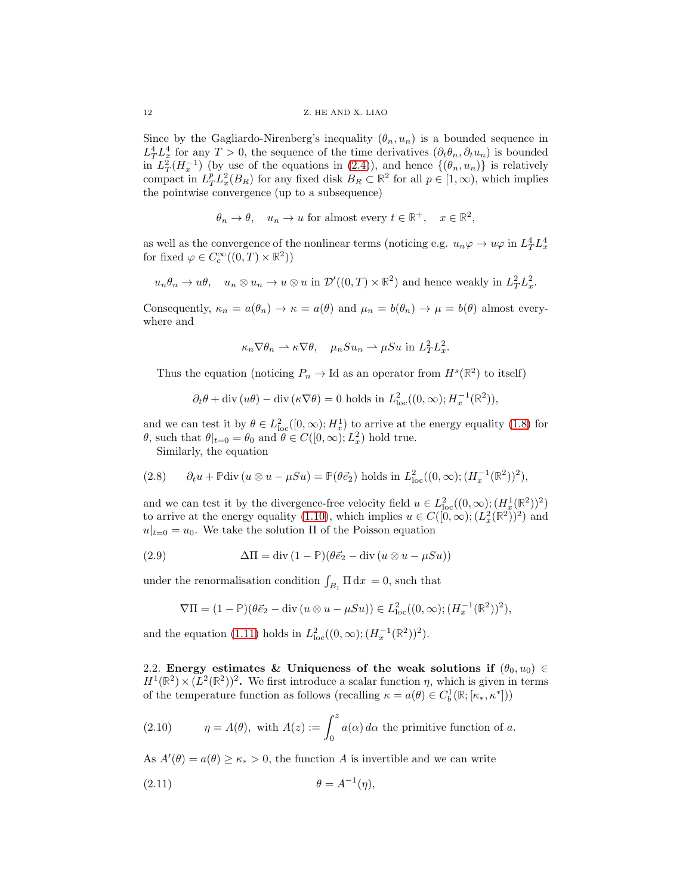Since by the Gagliardo-Nirenberg's inequality $(\theta_n, u_n)$ is a bounded sequence in $L^4_T L^4_x$ for any $T > 0$, the sequence of the time derivatives $(\partial_t \theta_n, \partial_t u_n)$ is bounded in $L^2_T(H^{-1}_x)$ (by use of the equations in (2.4)), and hence $\{(\theta_n, u_n)\}$ is relatively compact in $L^p_T L^2_x(B_R)$ for any fixed disk $B_R \subset \mathbb{R}^2$ for all $p \in [1, \infty)$, which implies the pointwise convergence (up to a subsequence)

$$\theta_n \to \theta, \quad u_n \to u \text{ for almost every } t \in \mathbb{R}^+, \quad x \in \mathbb{R}^2,$$

as well as the convergence of the nonlinear terms (noticing e.g. $u_n \varphi \to u\varphi$ in $L^4_T L^4_x$ for fixed $\varphi \in C_c^\infty((0,T) \times \mathbb{R}^2)$)

$$u_n \theta_n \to u\theta, \quad u_n \otimes u_n \to u \otimes u \text{ in } \mathcal{D}'((0,T) \times \mathbb{R}^2) \text{ and hence weakly in } L^2_T L^2_x.$$

Consequently, $\kappa_n = a(\theta_n) \to \kappa = a(\theta)$ and $\mu_n = b(\theta_n) \to \mu = b(\theta)$ almost everywhere and

$$\kappa_n \nabla \theta_n \rightharpoonup \kappa \nabla \theta, \quad \mu_n S u_n \rightharpoonup \mu S u \text{ in } L^2_T L^2_x.$$

Thus the equation (noticing $P_n \to \mathrm{Id}$ as an operator from $H^s(\mathbb{R}^2)$ to itself)

$$\partial_t \theta + \operatorname{div}(u\theta) - \operatorname{div}(\kappa \nabla \theta) = 0 \text{ holds in } L^2_{\mathrm{loc}}((0,\infty); H^{-1}_x(\mathbb{R}^2)),$$

and we can test it by $\theta \in L^2_{\mathrm{loc}}([0,\infty); H^1_x)$ to arrive at the energy equality (1.8) for $\theta$, such that $\theta|_{t=0} = \theta_0$ and $\theta \in C([0,\infty); L^2_x)$ hold true.

Similarly, the equation

$$\partial_t u + \mathbb{P} \operatorname{div}(u \otimes u - \mu S u) = \mathbb{P}(\theta \vec{e}_2) \text{ holds in } L^2_{\mathrm{loc}}((0,\infty); (H^{-1}_x(\mathbb{R}^2))^2), \tag{2.8}$$

and we can test it by the divergence-free velocity field $u \in L^2_{\mathrm{loc}}((0,\infty); (H^1_x(\mathbb{R}^2))^2)$ to arrive at the energy equality (1.10), which implies $u \in C([0,\infty); (L^2_x(\mathbb{R}^2))^2)$ and $u|_{t=0} = u_0$. We take the solution $\Pi$ of the Poisson equation

$$\Delta \Pi = \operatorname{div}(1 - \mathbb{P})(\theta \vec{e}_2 - \operatorname{div}(u \otimes u - \mu S u)) \tag{2.9}$$

under the renormalisation condition $\int_{B_1} \Pi \, \mathrm{d}x = 0$, such that

$$\nabla \Pi = (1 - \mathbb{P})(\theta \vec{e}_2 - \operatorname{div}(u \otimes u - \mu S u)) \in L^2_{\mathrm{loc}}((0,\infty); (H^{-1}_x(\mathbb{R}^2))^2),$$

and the equation (1.11) holds in $L^2_{\mathrm{loc}}((0,\infty); (H^{-1}_x(\mathbb{R}^2))^2)$.

**2.2. Energy estimates & Uniqueness of the weak solutions if $(\theta_0, u_0) \in H^1(\mathbb{R}^2) \times (L^2(\mathbb{R}^2))^2$.** We first introduce a scalar function $\eta$, which is given in terms of the temperature function as follows (recalling $\kappa = a(\theta) \in C^1_b(\mathbb{R}; [\kappa_*, \kappa^*])$)

$$\eta = A(\theta), \text{ with } A(z) := \int_0^z a(\alpha) \, d\alpha \text{ the primitive function of } a. \tag{2.10}$$

As $A'(\theta) = a(\theta) \geq \kappa_* > 0$, the function $A$ is invertible and we can write

$$\theta = A^{-1}(\eta), \tag{2.11}$$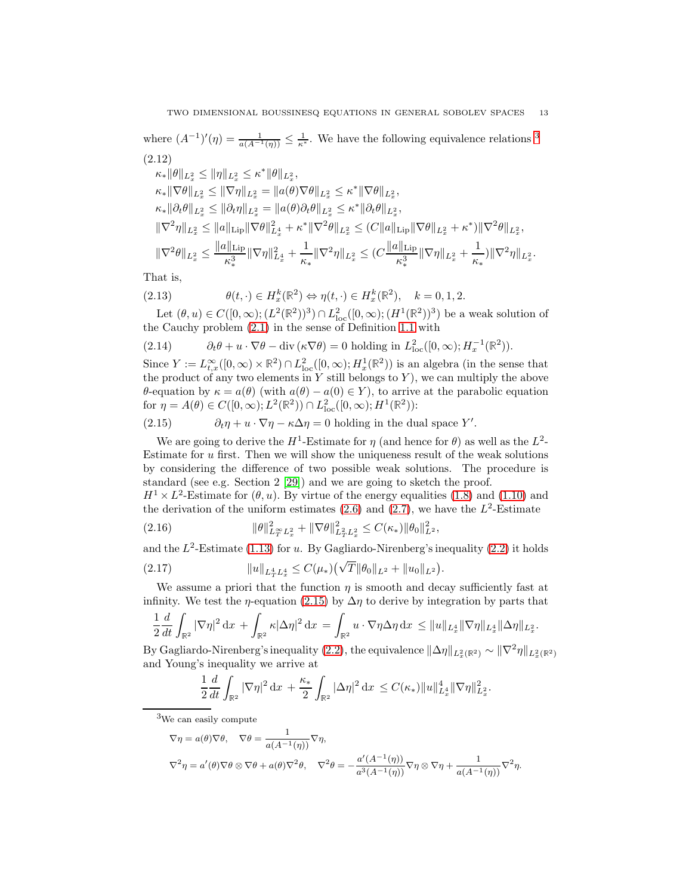where $(A^{-1})'(\eta) = \frac{1}{a(A^{-1}(\eta))} \le \frac{1}{\kappa^*}$. We have the following equivalence relations [3]

(2.12)

$$
\begin{aligned}
&\kappa_* \|\theta\|_{L^2_x} \le \|\eta\|_{L^2_x} \le \kappa^* \|\theta\|_{L^2_x}, \\
&\kappa_* \|\nabla\theta\|_{L^2_x} \le \|\nabla\eta\|_{L^2_x} = \|a(\theta)\nabla\theta\|_{L^2_x} \le \kappa^* \|\nabla\theta\|_{L^2_x}, \\
&\kappa_* \|\partial_t\theta\|_{L^2_x} \le \|\partial_t\eta\|_{L^2_x} = \|a(\theta)\partial_t\theta\|_{L^2_x} \le \kappa^* \|\partial_t\theta\|_{L^2_x}, \\
&\|\nabla^2\eta\|_{L^2_x} \le \|a\|_{\mathrm{Lip}} \|\nabla\theta\|^2_{L^4_x} + \kappa^* \|\nabla^2\theta\|_{L^2_x} \le (C\|a\|_{\mathrm{Lip}} \|\nabla\theta\|_{L^2_x} + \kappa^*)\|\nabla^2\theta\|_{L^2_x}, \\
&\|\nabla^2\theta\|_{L^2_x} \le \frac{\|a\|_{\mathrm{Lip}}}{\kappa_*^3} \|\nabla\eta\|^2_{L^4_x} + \frac{1}{\kappa_*}\|\nabla^2\eta\|_{L^2_x} \le (C\frac{\|a\|_{\mathrm{Lip}}}{\kappa_*^3}\|\nabla\eta\|_{L^2_x} + \frac{1}{\kappa_*})\|\nabla^2\eta\|_{L^2_x}.
\end{aligned}
$$

That is,

$$
\theta(t,\cdot) \in H^k_x(\mathbb{R}^2) \Leftrightarrow \eta(t,\cdot) \in H^k_x(\mathbb{R}^2), \quad k = 0, 1, 2. \tag{2.13}
$$

Let $(\theta, u) \in C([0,\infty); (L^2(\mathbb{R}^2))^3) \cap L^2_{\mathrm{loc}}([0,\infty); (H^1(\mathbb{R}^2))^3)$ be a weak solution of the Cauchy problem (2.1) in the sense of Definition 1.1 with

$$
\partial_t\theta + u\cdot\nabla\theta - \operatorname{div}(\kappa\nabla\theta) = 0 \text{ holding in } L^2_{\mathrm{loc}}([0,\infty); H^{-1}_x(\mathbb{R}^2)). \tag{2.14}
$$

Since $Y := L^\infty_{t,x}([0,\infty)\times\mathbb{R}^2) \cap L^2_{\mathrm{loc}}([0,\infty); H^1_x(\mathbb{R}^2))$ is an algebra (in the sense that the product of any two elements in $Y$ still belongs to $Y$), we can multiply the above $\theta$-equation by $\kappa = a(\theta)$ (with $a(\theta) - a(0) \in Y$), to arrive at the parabolic equation for $\eta = A(\theta) \in C([0,\infty); L^2(\mathbb{R}^2)) \cap L^2_{\mathrm{loc}}([0,\infty); H^1(\mathbb{R}^2))$:

$$
\partial_t\eta + u\cdot\nabla\eta - \kappa\Delta\eta = 0 \text{ holding in the dual space } Y'. \tag{2.15}
$$

We are going to derive the $H^1$-Estimate for $\eta$ (and hence for $\theta$) as well as the $L^2$-Estimate for $u$ first. Then we will show the uniqueness result of the weak solutions by considering the difference of two possible weak solutions. The procedure is standard (see e.g. Section 2 [29]) and we are going to sketch the proof.

$H^1 \times L^2$-Estimate for $(\theta, u)$. By virtue of the energy equalities (1.8) and (1.10) and the derivation of the uniform estimates (2.6) and (2.7), we have the $L^2$-Estimate

$$
\|\theta\|^2_{L^\infty_T L^2_x} + \|\nabla\theta\|^2_{L^2_T L^2_x} \le C(\kappa_*)\|\theta_0\|^2_{L^2}, \tag{2.16}
$$

and the $L^2$-Estimate (1.13) for $u$. By Gagliardo-Nirenberg's inequality (2.2) it holds

$$
\|u\|_{L^4_T L^4_x} \le C(\mu_*)\big(\sqrt{T}\|\theta_0\|_{L^2} + \|u_0\|_{L^2}\big). \tag{2.17}
$$

We assume a priori that the function $\eta$ is smooth and decay sufficiently fast at infinity. We test the $\eta$-equation (2.15) by $\Delta\eta$ to derive by integration by parts that

$$
\frac{1}{2}\frac{d}{dt}\int_{\mathbb{R}^2} |\nabla\eta|^2 \,\mathrm{d}x + \int_{\mathbb{R}^2} \kappa|\Delta\eta|^2 \,\mathrm{d}x = \int_{\mathbb{R}^2} u\cdot\nabla\eta\Delta\eta \,\mathrm{d}x \le \|u\|_{L^4_x}\|\nabla\eta\|_{L^4_x}\|\Delta\eta\|_{L^2_x}.
$$

By Gagliardo-Nirenberg's inequality (2.2), the equivalence $\|\Delta\eta\|_{L^2_x(\mathbb{R}^2)} \sim \|\nabla^2\eta\|_{L^2_x(\mathbb{R}^2)}$ and Young's inequality we arrive at

$$
\frac{1}{2}\frac{d}{dt}\int_{\mathbb{R}^2} |\nabla\eta|^2 \,\mathrm{d}x + \frac{\kappa_*}{2}\int_{\mathbb{R}^2} |\Delta\eta|^2 \,\mathrm{d}x \le C(\kappa_*)\|u\|^4_{L^4_x}\|\nabla\eta\|^2_{L^2_x}.
$$

---

[3] We can easily compute

$$
\nabla\eta = a(\theta)\nabla\theta, \quad \nabla\theta = \frac{1}{a(A^{-1}(\eta))}\nabla\eta,
$$

$$
\nabla^2\eta = a'(\theta)\nabla\theta\otimes\nabla\theta + a(\theta)\nabla^2\theta, \quad \nabla^2\theta = -\frac{a'(A^{-1}(\eta))}{a^3(A^{-1}(\eta))}\nabla\eta\otimes\nabla\eta + \frac{1}{a(A^{-1}(\eta))}\nabla^2\eta.
$$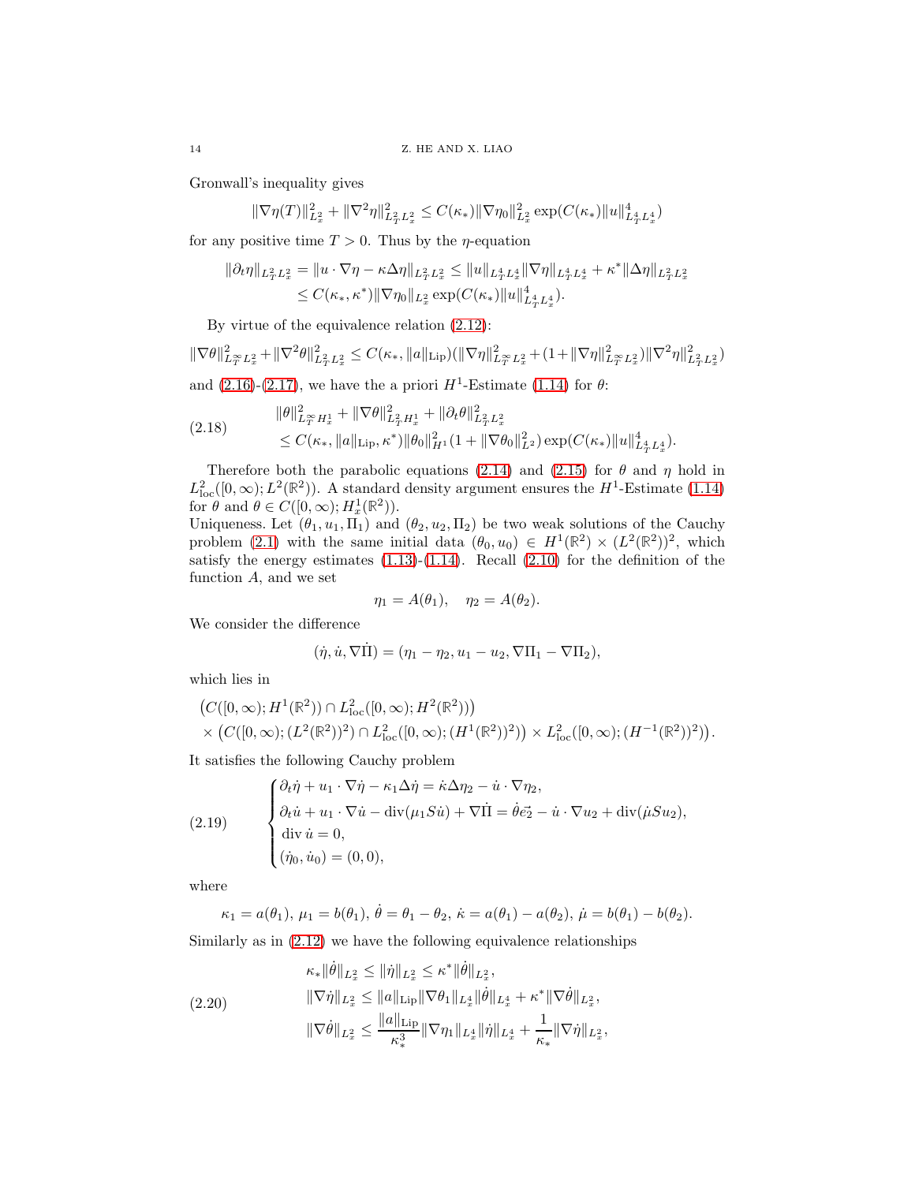Gronwall's inequality gives

$$\|\nabla\eta(T)\|_{L^2_x}^2 + \|\nabla^2\eta\|_{L^2_T L^2_x}^2 \le C(\kappa_*)\|\nabla\eta_0\|_{L^2_x}^2 \exp(C(\kappa_*)\|u\|_{L^4_T L^4_x}^4)$$

for any positive time $T>0$. Thus by the $\eta$-equation

$$\begin{aligned}\|\partial_t\eta\|_{L^2_T L^2_x} &= \|u\cdot\nabla\eta - \kappa\Delta\eta\|_{L^2_T L^2_x} \le \|u\|_{L^4_T L^4_x}\|\nabla\eta\|_{L^4_T L^4_x} + \kappa^*\|\Delta\eta\|_{L^2_T L^2_x}\\ &\le C(\kappa_*,\kappa^*)\|\nabla\eta_0\|_{L^2_x}\exp(C(\kappa_*)\|u\|_{L^4_T L^4_x}^4).\end{aligned}$$

By virtue of the equivalence relation (2.12):

$$\|\nabla\theta\|_{L^\infty_T L^2_x}^2 + \|\nabla^2\theta\|_{L^2_T L^2_x}^2 \le C(\kappa_*,\|a\|_{\mathrm{Lip}})(\|\nabla\eta\|_{L^\infty_T L^2_x}^2 + (1+\|\nabla\eta\|_{L^\infty_T L^2_x}^2)\|\nabla^2\eta\|_{L^2_T L^2_x}^2)$$

and (2.16)-(2.17), we have the a priori $H^1$-Estimate (1.14) for $\theta$:

$$\begin{aligned}&\|\theta\|_{L^\infty_T H^1_x}^2 + \|\nabla\theta\|_{L^2_T H^1_x}^2 + \|\partial_t\theta\|_{L^2_T L^2_x}^2\\ &\le C(\kappa_*,\|a\|_{\mathrm{Lip}},\kappa^*)\|\theta_0\|_{H^1}^2(1+\|\nabla\theta_0\|_{L^2}^2)\exp(C(\kappa_*)\|u\|_{L^4_T L^4_x}^4).\end{aligned} \tag{2.18}$$

Therefore both the parabolic equations (2.14) and (2.15) for $\theta$ and $\eta$ hold in $L^2_{\mathrm{loc}}([0,\infty);L^2(\mathbb{R}^2))$. A standard density argument ensures the $H^1$-Estimate (1.14) for $\theta$ and $\theta\in C([0,\infty);H^1_x(\mathbb{R}^2))$.

Uniqueness. Let $(\theta_1,u_1,\Pi_1)$ and $(\theta_2,u_2,\Pi_2)$ be two weak solutions of the Cauchy problem (2.1) with the same initial data $(\theta_0,u_0)\in H^1(\mathbb{R}^2)\times(L^2(\mathbb{R}^2))^2$, which satisfy the energy estimates (1.13)-(1.14). Recall (2.10) for the definition of the function $A$, and we set

$$\eta_1 = A(\theta_1),\quad \eta_2 = A(\theta_2).$$

We consider the difference

$$(\dot\eta,\dot u,\nabla\dot\Pi) = (\eta_1-\eta_2, u_1-u_2, \nabla\Pi_1-\nabla\Pi_2),$$

which lies in

$$\begin{aligned}&\big(C([0,\infty);H^1(\mathbb{R}^2))\cap L^2_{\mathrm{loc}}([0,\infty);H^2(\mathbb{R}^2))\big)\\ &\times\big(C([0,\infty);(L^2(\mathbb{R}^2))^2)\cap L^2_{\mathrm{loc}}([0,\infty);(H^1(\mathbb{R}^2))^2)\big)\times L^2_{\mathrm{loc}}([0,\infty);(H^{-1}(\mathbb{R}^2))^2)\big).\end{aligned}$$

It satisfies the following Cauchy problem

$$\begin{cases}\partial_t\dot\eta + u_1\cdot\nabla\dot\eta - \kappa_1\Delta\dot\eta = \dot\kappa\Delta\eta_2 - \dot u\cdot\nabla\eta_2,\\ \partial_t\dot u + u_1\cdot\nabla\dot u - \mathrm{div}(\mu_1 S\dot u) + \nabla\dot\Pi = \dot\theta\vec{e_2} - \dot u\cdot\nabla u_2 + \mathrm{div}(\dot\mu S u_2),\\ \mathrm{div}\,\dot u = 0,\\ (\dot\eta_0,\dot u_0) = (0,0),\end{cases} \tag{2.19}$$

where

$$\kappa_1 = a(\theta_1),\ \mu_1 = b(\theta_1),\ \dot\theta = \theta_1-\theta_2,\ \dot\kappa = a(\theta_1)-a(\theta_2),\ \dot\mu = b(\theta_1)-b(\theta_2).$$

Similarly as in (2.12) we have the following equivalence relationships

$$\begin{aligned}&\kappa_*\|\dot\theta\|_{L^2_x} \le \|\dot\eta\|_{L^2_x} \le \kappa^*\|\dot\theta\|_{L^2_x},\\ &\|\nabla\dot\eta\|_{L^2_x} \le \|a\|_{\mathrm{Lip}}\|\nabla\theta_1\|_{L^4_x}\|\dot\theta\|_{L^4_x} + \kappa^*\|\nabla\dot\theta\|_{L^2_x},\\ &\|\nabla\dot\theta\|_{L^2_x} \le \frac{\|a\|_{\mathrm{Lip}}}{\kappa_*^3}\|\nabla\eta_1\|_{L^4_x}\|\dot\eta\|_{L^4_x} + \frac{1}{\kappa_*}\|\nabla\dot\eta\|_{L^2_x},\end{aligned} \tag{2.20}$$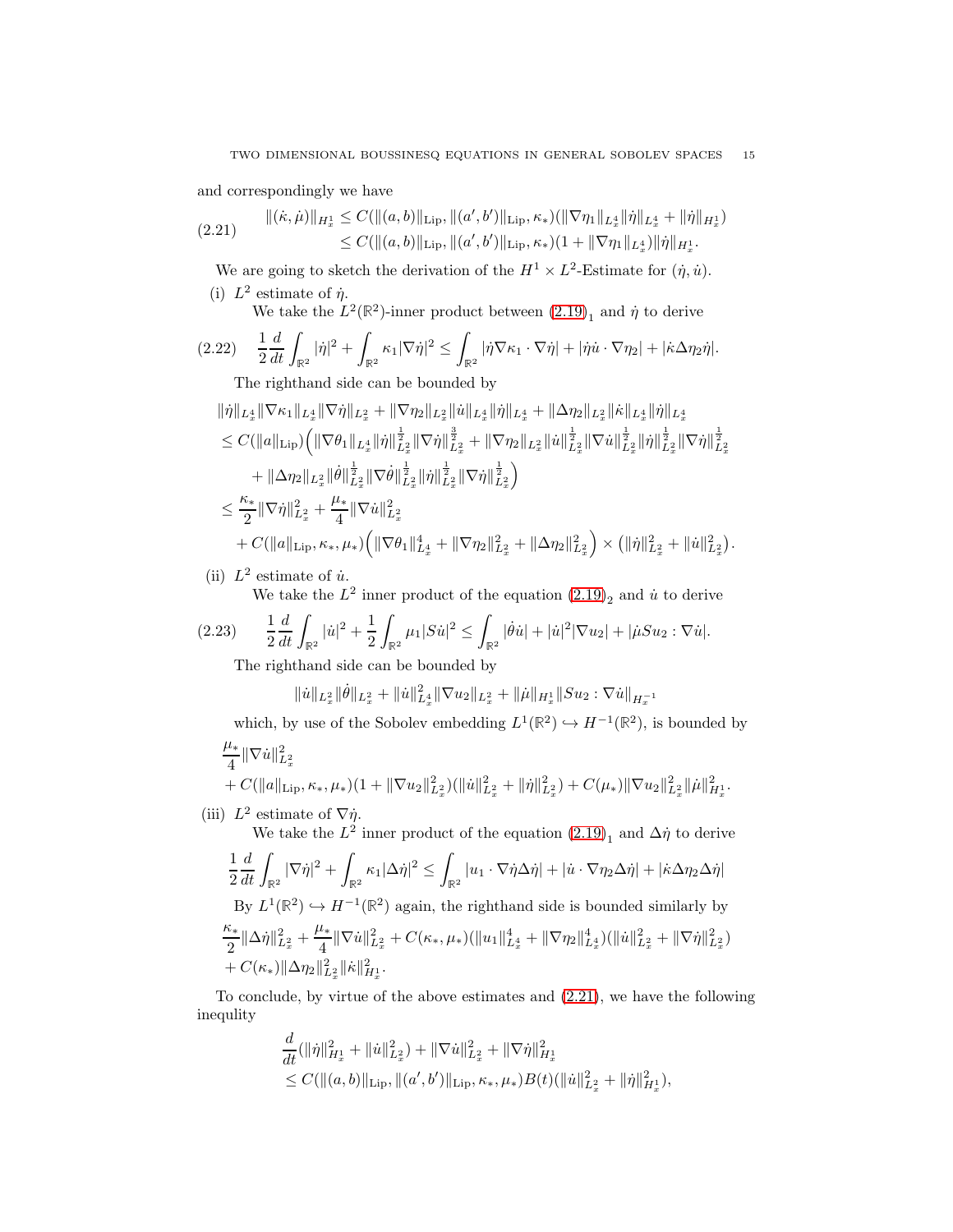and correspondingly we have

$$
\begin{aligned}
\|(\dot{\kappa},\dot{\mu})\|_{H^1_x} &\le C(\|(a,b)\|_{\mathrm{Lip}},\|(a',b')\|_{\mathrm{Lip}},\kappa_*)(\|\nabla\eta_1\|_{L^4_x}\|\dot{\eta}\|_{L^4_x}+\|\dot{\eta}\|_{H^1_x})\\
&\le C(\|(a,b)\|_{\mathrm{Lip}},\|(a',b')\|_{\mathrm{Lip}},\kappa_*)(1+\|\nabla\eta_1\|_{L^4_x})\|\dot{\eta}\|_{H^1_x}.
\end{aligned}
\tag{2.21}
$$

We are going to sketch the derivation of the $H^1\times L^2$-Estimate for $(\dot{\eta},\dot{u})$.

(i) $L^2$ estimate of $\dot{\eta}$.

We take the $L^2(\mathbb{R}^2)$-inner product between $(2.19)_1$ and $\dot{\eta}$ to derive

$$
\frac{1}{2}\frac{d}{dt}\int_{\mathbb{R}^2}|\dot{\eta}|^2+\int_{\mathbb{R}^2}\kappa_1|\nabla\dot{\eta}|^2\le\int_{\mathbb{R}^2}|\dot{\eta}\nabla\kappa_1\cdot\nabla\dot{\eta}|+|\dot{\eta}\dot{u}\cdot\nabla\eta_2|+|\dot{\kappa}\Delta\eta_2\dot{\eta}|.
\tag{2.22}
$$

The righthand side can be bounded by

$$
\begin{aligned}
&\|\dot{\eta}\|_{L^4_x}\|\nabla\kappa_1\|_{L^4_x}\|\nabla\dot{\eta}\|_{L^2_x}+\|\nabla\eta_2\|_{L^2_x}\|\dot{u}\|_{L^4_x}\|\dot{\eta}\|_{L^4_x}+\|\Delta\eta_2\|_{L^2_x}\|\dot{\kappa}\|_{L^4_x}\|\dot{\eta}\|_{L^4_x}\\
&\le C(\|a\|_{\mathrm{Lip}})\Big(\|\nabla\theta_1\|_{L^4_x}\|\dot{\eta}\|^{\frac12}_{L^2_x}\|\nabla\dot{\eta}\|^{\frac32}_{L^2_x}+\|\nabla\eta_2\|_{L^2_x}\|\dot{u}\|^{\frac12}_{L^2_x}\|\nabla\dot{u}\|^{\frac12}_{L^2_x}\|\dot{\eta}\|^{\frac12}_{L^2_x}\|\nabla\dot{\eta}\|^{\frac12}_{L^2_x}\\
&\quad+\|\Delta\eta_2\|_{L^2_x}\|\dot{\theta}\|^{\frac12}_{L^2_x}\|\nabla\dot{\theta}\|^{\frac12}_{L^2_x}\|\dot{\eta}\|^{\frac12}_{L^2_x}\|\nabla\dot{\eta}\|^{\frac12}_{L^2_x}\Big)\\
&\le\frac{\kappa_*}{2}\|\nabla\dot{\eta}\|^2_{L^2_x}+\frac{\mu_*}{4}\|\nabla\dot{u}\|^2_{L^2_x}\\
&\quad+C(\|a\|_{\mathrm{Lip}},\kappa_*,\mu_*)\Big(\|\nabla\theta_1\|^4_{L^4_x}+\|\nabla\eta_2\|^2_{L^2_x}+\|\Delta\eta_2\|^2_{L^2_x}\Big)\times\big(\|\dot{\eta}\|^2_{L^2_x}+\|\dot{u}\|^2_{L^2_x}\big).
\end{aligned}
$$

(ii) $L^2$ estimate of $\dot{u}$.

We take the $L^2$ inner product of the equation $(2.19)_2$ and $\dot{u}$ to derive

$$
\frac{1}{2}\frac{d}{dt}\int_{\mathbb{R}^2}|\dot{u}|^2+\frac{1}{2}\int_{\mathbb{R}^2}\mu_1|S\dot{u}|^2\le\int_{\mathbb{R}^2}|\dot{\theta}\dot{u}|+|\dot{u}|^2|\nabla u_2|+|\dot{\mu}Su_2:\nabla\dot{u}|.
\tag{2.23}
$$

The righthand side can be bounded by

$$
\|\dot{u}\|_{L^2_x}\|\dot{\theta}\|_{L^2_x}+\|\dot{u}\|^2_{L^4_x}\|\nabla u_2\|_{L^2_x}+\|\dot{\mu}\|_{H^1_x}\|Su_2:\nabla\dot{u}\|_{H^{-1}_x}
$$

which, by use of the Sobolev embedding $L^1(\mathbb{R}^2)\hookrightarrow H^{-1}(\mathbb{R}^2)$, is bounded by

$$
\begin{aligned}
&\frac{\mu_*}{4}\|\nabla\dot{u}\|^2_{L^2_x}\\
&+C(\|a\|_{\mathrm{Lip}},\kappa_*,\mu_*)(1+\|\nabla u_2\|^2_{L^2_x})(\|\dot{u}\|^2_{L^2_x}+\|\dot{\eta}\|^2_{L^2_x})+C(\mu_*)\|\nabla u_2\|^2_{L^2_x}\|\dot{\mu}\|^2_{H^1_x}.
\end{aligned}
$$

(iii) $L^2$ estimate of $\nabla\dot{\eta}$.

We take the $L^2$ inner product of the equation $(2.19)_1$ and $\Delta\dot{\eta}$ to derive

$$
\frac{1}{2}\frac{d}{dt}\int_{\mathbb{R}^2}|\nabla\dot{\eta}|^2+\int_{\mathbb{R}^2}\kappa_1|\Delta\dot{\eta}|^2\le\int_{\mathbb{R}^2}|u_1\cdot\nabla\dot{\eta}\Delta\dot{\eta}|+|\dot{u}\cdot\nabla\eta_2\Delta\dot{\eta}|+|\dot{\kappa}\Delta\eta_2\Delta\dot{\eta}|
$$

By $L^1(\mathbb{R}^2)\hookrightarrow H^{-1}(\mathbb{R}^2)$ again, the righthand side is bounded similarly by

$$
\begin{aligned}
&\frac{\kappa_*}{2}\|\Delta\dot{\eta}\|^2_{L^2_x}+\frac{\mu_*}{4}\|\nabla\dot{u}\|^2_{L^2_x}+C(\kappa_*,\mu_*)(\|u_1\|^4_{L^4_x}+\|\nabla\eta_2\|^4_{L^4_x})(\|\dot{u}\|^2_{L^2_x}+\|\nabla\dot{\eta}\|^2_{L^2_x})\\
&+C(\kappa_*)\|\Delta\eta_2\|^2_{L^2_x}\|\dot{\kappa}\|^2_{H^1_x}.
\end{aligned}
$$

To conclude, by virtue of the above estimates and (2.21), we have the following inequlity

$$
\begin{aligned}
&\frac{d}{dt}(\|\dot{\eta}\|^2_{H^1_x}+\|\dot{u}\|^2_{L^2_x})+\|\nabla\dot{u}\|^2_{L^2_x}+\|\nabla\dot{\eta}\|^2_{H^1_x}\\
&\le C(\|(a,b)\|_{\mathrm{Lip}},\|(a',b')\|_{\mathrm{Lip}},\kappa_*,\mu_*)B(t)(\|\dot{u}\|^2_{L^2_x}+\|\dot{\eta}\|^2_{H^1_x}),
\end{aligned}
$$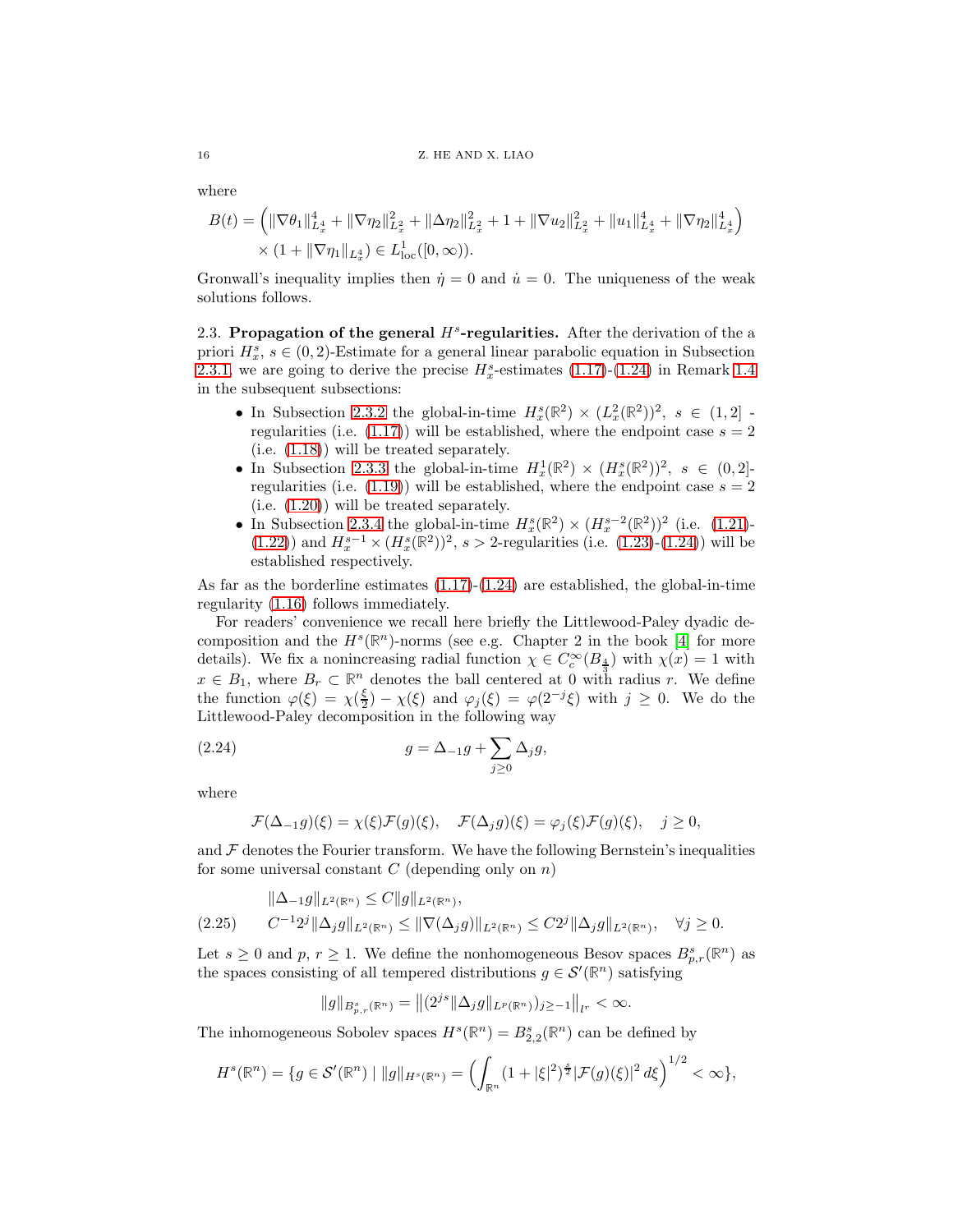where

$$
\begin{aligned}
B(t) = &\Big( \|\nabla\theta_1\|_{L_x^4}^4 + \|\nabla\eta_2\|_{L_x^2}^2 + \|\Delta\eta_2\|_{L_x^2}^2 + 1 + \|\nabla u_2\|_{L_x^2}^2 + \|u_1\|_{L_x^4}^4 + \|\nabla\eta_2\|_{L_x^4}^4 \Big) \\
&\times (1 + \|\nabla\eta_1\|_{L_x^4}) \in L^1_{\mathrm{loc}}([0,\infty)).
\end{aligned}
$$

Gronwall's inequality implies then $\dot{\eta} = 0$ and $\dot{u} = 0$. The uniqueness of the weak solutions follows.

## 2.3. Propagation of the general $H^s$-regularities.

After the derivation of the a priori $H_x^s$, $s \in (0,2)$-Estimate for a general linear parabolic equation in Subsection 2.3.1, we are going to derive the precise $H_x^s$-estimates (1.17)-(1.24) in Remark 1.4 in the subsequent subsections:

- In Subsection 2.3.2 the global-in-time $H_x^s(\mathbb{R}^2) \times (L_x^2(\mathbb{R}^2))^2$, $s \in (1,2]$ -regularities (i.e. (1.17)) will be established, where the endpoint case $s = 2$ (i.e. (1.18)) will be treated separately.
- In Subsection 2.3.3 the global-in-time $H_x^1(\mathbb{R}^2) \times (H_x^s(\mathbb{R}^2))^2$, $s \in (0,2]$-regularities (i.e. (1.19)) will be established, where the endpoint case $s = 2$ (i.e. (1.20)) will be treated separately.
- In Subsection 2.3.4 the global-in-time $H_x^s(\mathbb{R}^2) \times (H_x^{s-2}(\mathbb{R}^2))^2$ (i.e. (1.21)-(1.22)) and $H_x^{s-1} \times (H_x^s(\mathbb{R}^2))^2$, $s > 2$-regularities (i.e. (1.23)-(1.24)) will be established respectively.

As far as the borderline estimates (1.17)-(1.24) are established, the global-in-time regularity (1.16) follows immediately.

For readers' convenience we recall here briefly the Littlewood-Paley dyadic decomposition and the $H^s(\mathbb{R}^n)$-norms (see e.g. Chapter 2 in the book [4] for more details). We fix a nonincreasing radial function $\chi \in C_c^\infty(B_{\frac{4}{3}})$ with $\chi(x) = 1$ with $x \in B_1$, where $B_r \subset \mathbb{R}^n$ denotes the ball centered at 0 with radius $r$. We define the function $\varphi(\xi) = \chi(\frac{\xi}{2}) - \chi(\xi)$ and $\varphi_j(\xi) = \varphi(2^{-j}\xi)$ with $j \geq 0$. We do the Littlewood-Paley decomposition in the following way

$$
g = \Delta_{-1} g + \sum_{j \geq 0} \Delta_j g, \tag{2.24}
$$

where

$$
\mathcal{F}(\Delta_{-1} g)(\xi) = \chi(\xi)\mathcal{F}(g)(\xi), \quad \mathcal{F}(\Delta_j g)(\xi) = \varphi_j(\xi)\mathcal{F}(g)(\xi), \quad j \geq 0,
$$

and $\mathcal{F}$ denotes the Fourier transform. We have the following Bernstein's inequalities for some universal constant $C$ (depending only on $n$)

$$
\begin{aligned}
&\|\Delta_{-1} g\|_{L^2(\mathbb{R}^n)} \leq C \|g\|_{L^2(\mathbb{R}^n)}, \\
&C^{-1} 2^j \|\Delta_j g\|_{L^2(\mathbb{R}^n)} \leq \|\nabla(\Delta_j g)\|_{L^2(\mathbb{R}^n)} \leq C 2^j \|\Delta_j g\|_{L^2(\mathbb{R}^n)}, \quad \forall j \geq 0.
\end{aligned} \tag{2.25}
$$

Let $s \geq 0$ and $p, r \geq 1$. We define the nonhomogeneous Besov spaces $B_{p,r}^s(\mathbb{R}^n)$ as the spaces consisting of all tempered distributions $g \in \mathcal{S}'(\mathbb{R}^n)$ satisfying

$$
\|g\|_{B_{p,r}^s(\mathbb{R}^n)} = \big\| (2^{js} \|\Delta_j g\|_{L^p(\mathbb{R}^n)})_{j \geq -1} \big\|_{l^r} < \infty.
$$

The inhomogeneous Sobolev spaces $H^s(\mathbb{R}^n) = B_{2,2}^s(\mathbb{R}^n)$ can be defined by

$$
H^s(\mathbb{R}^n) = \{ g \in \mathcal{S}'(\mathbb{R}^n) \mid \|g\|_{H^s(\mathbb{R}^n)} = \Big( \int_{\mathbb{R}^n} (1 + |\xi|^2)^{\frac{s}{2}} |\mathcal{F}(g)(\xi)|^2 \, d\xi \Big)^{1/2} < \infty \},
$$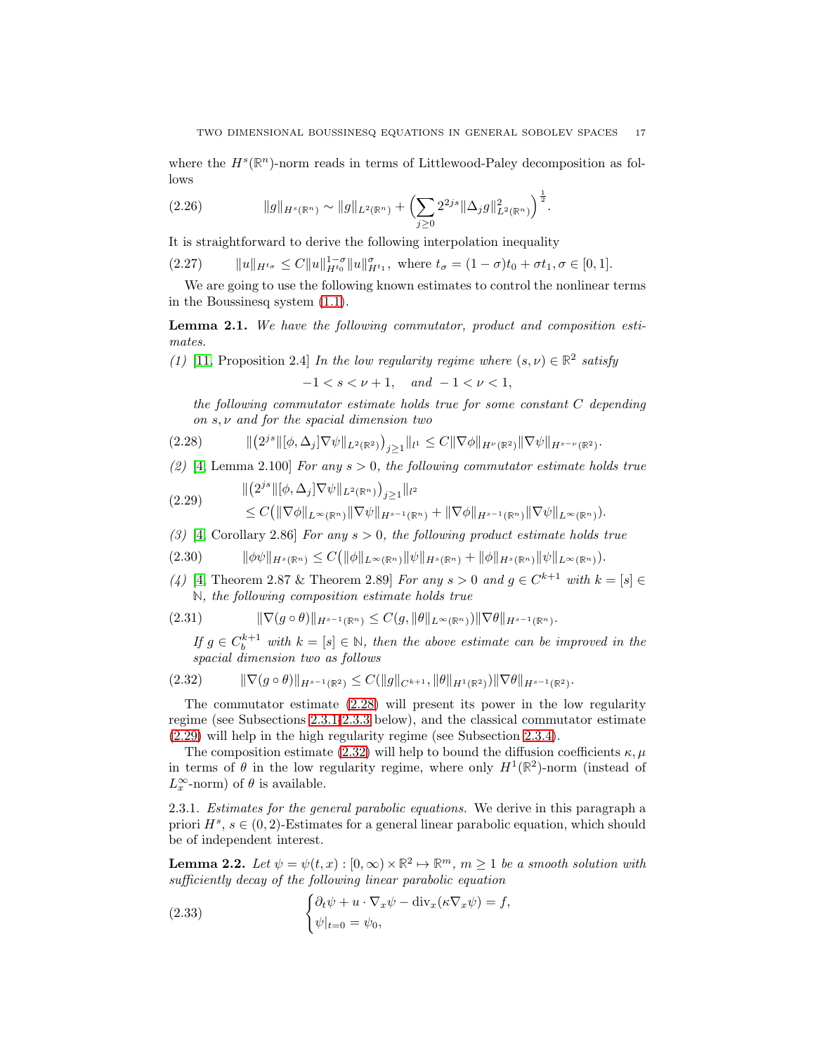where the $H^s(\mathbb{R}^n)$-norm reads in terms of Littlewood-Paley decomposition as follows

$$\|g\|_{H^s(\mathbb{R}^n)} \sim \|g\|_{L^2(\mathbb{R}^n)} + \Big(\sum_{j\geq 0} 2^{2js}\|\Delta_j g\|^2_{L^2(\mathbb{R}^n)}\Big)^{\frac{1}{2}}. \tag{2.26}$$

It is straightforward to derive the following interpolation inequality

$$\|u\|_{H^{t_\sigma}} \leq C\|u\|^{1-\sigma}_{H^{t_0}}\|u\|^{\sigma}_{H^{t_1}}, \text{ where } t_\sigma = (1-\sigma)t_0 + \sigma t_1, \sigma \in [0,1]. \tag{2.27}$$

We are going to use the following known estimates to control the nonlinear terms in the Boussinesq system (1.1).

**Lemma 2.1.** *We have the following commutator, product and composition estimates.*

*(1)* [11, Proposition 2.4] *In the low regularity regime where $(s,\nu) \in \mathbb{R}^2$ satisfy*

$$-1 < s < \nu + 1, \quad \text{and } -1 < \nu < 1,$$

*the following commutator estimate holds true for some constant $C$ depending on $s, \nu$ and for the spacial dimension two*

$$\|\big(2^{js}\|[\phi,\Delta_j]\nabla\psi\|_{L^2(\mathbb{R}^2)}\big)_{j\geq 1}\|_{l^1} \leq C\|\nabla\phi\|_{H^\nu(\mathbb{R}^2)}\|\nabla\psi\|_{H^{s-\nu}(\mathbb{R}^2)}. \tag{2.28}$$

*(2)* [4, Lemma 2.100] *For any $s > 0$, the following commutator estimate holds true*

$$\begin{aligned}&\|\big(2^{js}\|[\phi,\Delta_j]\nabla\psi\|_{L^2(\mathbb{R}^n)}\big)_{j\geq 1}\|_{l^2} \\ &\leq C\big(\|\nabla\phi\|_{L^\infty(\mathbb{R}^n)}\|\nabla\psi\|_{H^{s-1}(\mathbb{R}^n)} + \|\nabla\phi\|_{H^{s-1}(\mathbb{R}^n)}\|\nabla\psi\|_{L^\infty(\mathbb{R}^n)}\big).\end{aligned} \tag{2.29}$$

*(3)* [4, Corollary 2.86] *For any $s > 0$, the following product estimate holds true*

$$\|\phi\psi\|_{H^s(\mathbb{R}^n)} \leq C\big(\|\phi\|_{L^\infty(\mathbb{R}^n)}\|\psi\|_{H^s(\mathbb{R}^n)} + \|\phi\|_{H^s(\mathbb{R}^n)}\|\psi\|_{L^\infty(\mathbb{R}^n)}\big). \tag{2.30}$$

*(4)* [4, Theorem 2.87 & Theorem 2.89] *For any $s > 0$ and $g \in C^{k+1}$ with $k = [s] \in \mathbb{N}$, the following composition estimate holds true*

$$\|\nabla(g\circ\theta)\|_{H^{s-1}(\mathbb{R}^n)} \leq C(g, \|\theta\|_{L^\infty(\mathbb{R}^n)})\|\nabla\theta\|_{H^{s-1}(\mathbb{R}^n)}. \tag{2.31}$$

*If $g \in C_b^{k+1}$ with $k = [s] \in \mathbb{N}$, then the above estimate can be improved in the spacial dimension two as follows*

$$\|\nabla(g\circ\theta)\|_{H^{s-1}(\mathbb{R}^2)} \leq C(\|g\|_{C^{k+1}}, \|\theta\|_{H^1(\mathbb{R}^2)})\|\nabla\theta\|_{H^{s-1}(\mathbb{R}^2)}. \tag{2.32}$$

The commutator estimate (2.28) will present its power in the low regularity regime (see Subsections 2.3.1-2.3.3 below), and the classical commutator estimate (2.29) will help in the high regularity regime (see Subsection 2.3.4).

The composition estimate (2.32) will help to bound the diffusion coefficients $\kappa, \mu$ in terms of $\theta$ in the low regularity regime, where only $H^1(\mathbb{R}^2)$-norm (instead of $L^\infty_x$-norm) of $\theta$ is available.

2.3.1. *Estimates for the general parabolic equations.* We derive in this paragraph a priori $H^s$, $s \in (0,2)$-Estimates for a general linear parabolic equation, which should be of independent interest.

**Lemma 2.2.** *Let $\psi = \psi(t,x) : [0,\infty) \times \mathbb{R}^2 \mapsto \mathbb{R}^m$, $m \geq 1$ be a smooth solution with sufficiently decay of the following linear parabolic equation*

$$\begin{cases}\partial_t\psi + u\cdot\nabla_x\psi - \mathrm{div}_x(\kappa\nabla_x\psi) = f, \\ \psi|_{t=0} = \psi_0,\end{cases} \tag{2.33}$$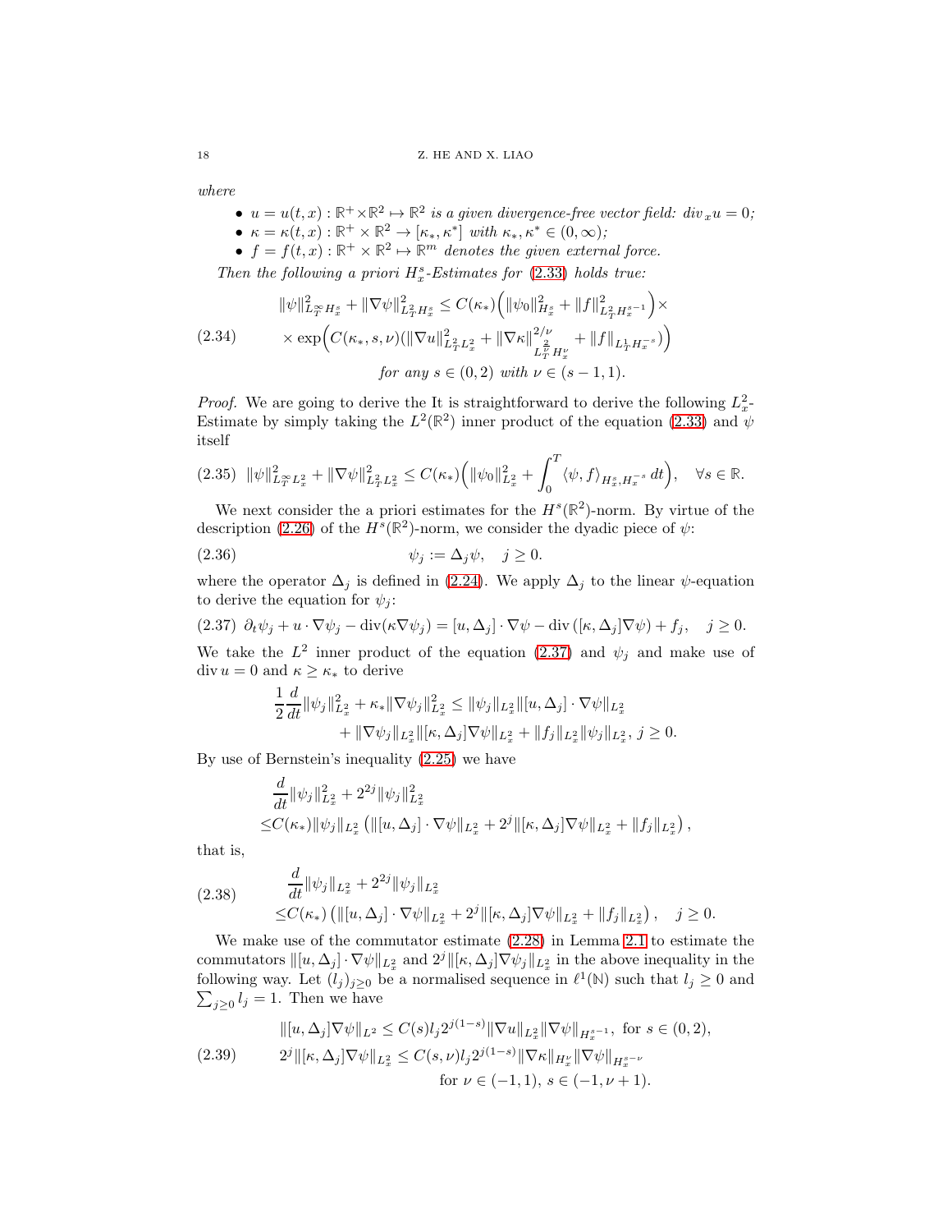*where*

- $u = u(t,x) : \mathbb{R}^+ \times \mathbb{R}^2 \mapsto \mathbb{R}^2$ *is a given divergence-free vector field: $div_x u = 0$;*
- $\kappa = \kappa(t,x) : \mathbb{R}^+ \times \mathbb{R}^2 \to [\kappa_*, \kappa^*]$ *with $\kappa_*, \kappa^* \in (0,\infty)$;*
- $f = f(t,x) : \mathbb{R}^+ \times \mathbb{R}^2 \mapsto \mathbb{R}^m$ *denotes the given external force.*

*Then the following a priori $H^s_x$-Estimates for (2.33) holds true:*

$$
\begin{aligned}
&\|\psi\|^2_{L^\infty_T H^s_x} + \|\nabla\psi\|^2_{L^2_T H^s_x} \le C(\kappa_*)\Big(\|\psi_0\|^2_{H^s_x} + \|f\|^2_{L^2_T H^{s-1}_x}\Big)\times \\
&\times \exp\Big(C(\kappa_*, s, \nu)(\|\nabla u\|^2_{L^2_T L^2_x} + \|\nabla\kappa\|^{2/\nu}_{L^{\frac{2}{\nu}}_T H^\nu_x} + \|f\|_{L^1_T H^{-s}_x})\Big) \\
&\qquad\qquad \textit{for any } s \in (0,2) \textit{ with } \nu \in (s-1, 1).
\end{aligned}
\tag{2.34}
$$

*Proof.* We are going to derive the It is straightforward to derive the following $L^2_x$-Estimate by simply taking the $L^2(\mathbb{R}^2)$ inner product of the equation (2.33) and $\psi$ itself

$$
\|\psi\|^2_{L^\infty_T L^2_x} + \|\nabla\psi\|^2_{L^2_T L^2_x} \le C(\kappa_*)\Big(\|\psi_0\|^2_{L^2_x} + \int_0^T \langle \psi, f\rangle_{H^s_x, H^{-s}_x}\, dt\Big), \quad \forall s \in \mathbb{R}. \tag{2.35}
$$

We next consider the a priori estimates for the $H^s(\mathbb{R}^2)$-norm. By virtue of the description (2.26) of the $H^s(\mathbb{R}^2)$-norm, we consider the dyadic piece of $\psi$:

$$
\psi_j := \Delta_j \psi, \quad j \ge 0. \tag{2.36}
$$

where the operator $\Delta_j$ is defined in (2.24). We apply $\Delta_j$ to the linear $\psi$-equation to derive the equation for $\psi_j$:

$$
\partial_t \psi_j + u\cdot\nabla\psi_j - \mathrm{div}(\kappa\nabla\psi_j) = [u, \Delta_j]\cdot\nabla\psi - \mathrm{div}\,([\kappa, \Delta_j]\nabla\psi) + f_j, \quad j \ge 0. \tag{2.37}
$$

We take the $L^2$ inner product of the equation (2.37) and $\psi_j$ and make use of $\mathrm{div}\, u = 0$ and $\kappa \ge \kappa_*$ to derive

$$
\begin{aligned}
\frac{1}{2}\frac{d}{dt}\|\psi_j\|^2_{L^2_x} + \kappa_*\|\nabla\psi_j\|^2_{L^2_x} \le{}& \|\psi_j\|_{L^2_x}\|[u,\Delta_j]\cdot\nabla\psi\|_{L^2_x} \\
&+ \|\nabla\psi_j\|_{L^2_x}\|[\kappa,\Delta_j]\nabla\psi\|_{L^2_x} + \|f_j\|_{L^2_x}\|\psi_j\|_{L^2_x},\ j \ge 0.
\end{aligned}
$$

By use of Bernstein's inequality (2.25) we have

$$
\begin{aligned}
&\frac{d}{dt}\|\psi_j\|^2_{L^2_x} + 2^{2j}\|\psi_j\|^2_{L^2_x} \\
\le{}& C(\kappa_*)\|\psi_j\|_{L^2_x}\left(\|[u,\Delta_j]\cdot\nabla\psi\|_{L^2_x} + 2^j\|[\kappa,\Delta_j]\nabla\psi\|_{L^2_x} + \|f_j\|_{L^2_x}\right),
\end{aligned}
$$

that is,

$$
\begin{aligned}
&\frac{d}{dt}\|\psi_j\|_{L^2_x} + 2^{2j}\|\psi_j\|_{L^2_x} \\
\le{}& C(\kappa_*)\left(\|[u,\Delta_j]\cdot\nabla\psi\|_{L^2_x} + 2^j\|[\kappa,\Delta_j]\nabla\psi\|_{L^2_x} + \|f_j\|_{L^2_x}\right), \quad j \ge 0.
\end{aligned}
\tag{2.38}
$$

We make use of the commutator estimate (2.28) in Lemma 2.1 to estimate the commutators $\|[u,\Delta_j]\cdot\nabla\psi\|_{L^2_x}$ and $2^j\|[\kappa,\Delta_j]\nabla\psi_j\|_{L^2_x}$ in the above inequality in the following way. Let $(l_j)_{j\ge0}$ be a normalised sequence in $\ell^1(\mathbb{N})$ such that $l_j \ge 0$ and $\sum_{j\ge0} l_j = 1$. Then we have

$$
\begin{aligned}
&\|[u,\Delta_j]\nabla\psi\|_{L^2} \le C(s)l_j 2^{j(1-s)}\|\nabla u\|_{L^2_x}\|\nabla\psi\|_{H^{s-1}_x}, \text{ for } s \in (0,2), \\
&2^j\|[\kappa,\Delta_j]\nabla\psi\|_{L^2_x} \le C(s,\nu)l_j 2^{j(1-s)}\|\nabla\kappa\|_{H^\nu_x}\|\nabla\psi\|_{H^{s-\nu}_x} \\
&\qquad\qquad\qquad \text{for } \nu \in (-1,1),\ s \in (-1, \nu+1).
\end{aligned}
\tag{2.39}
$$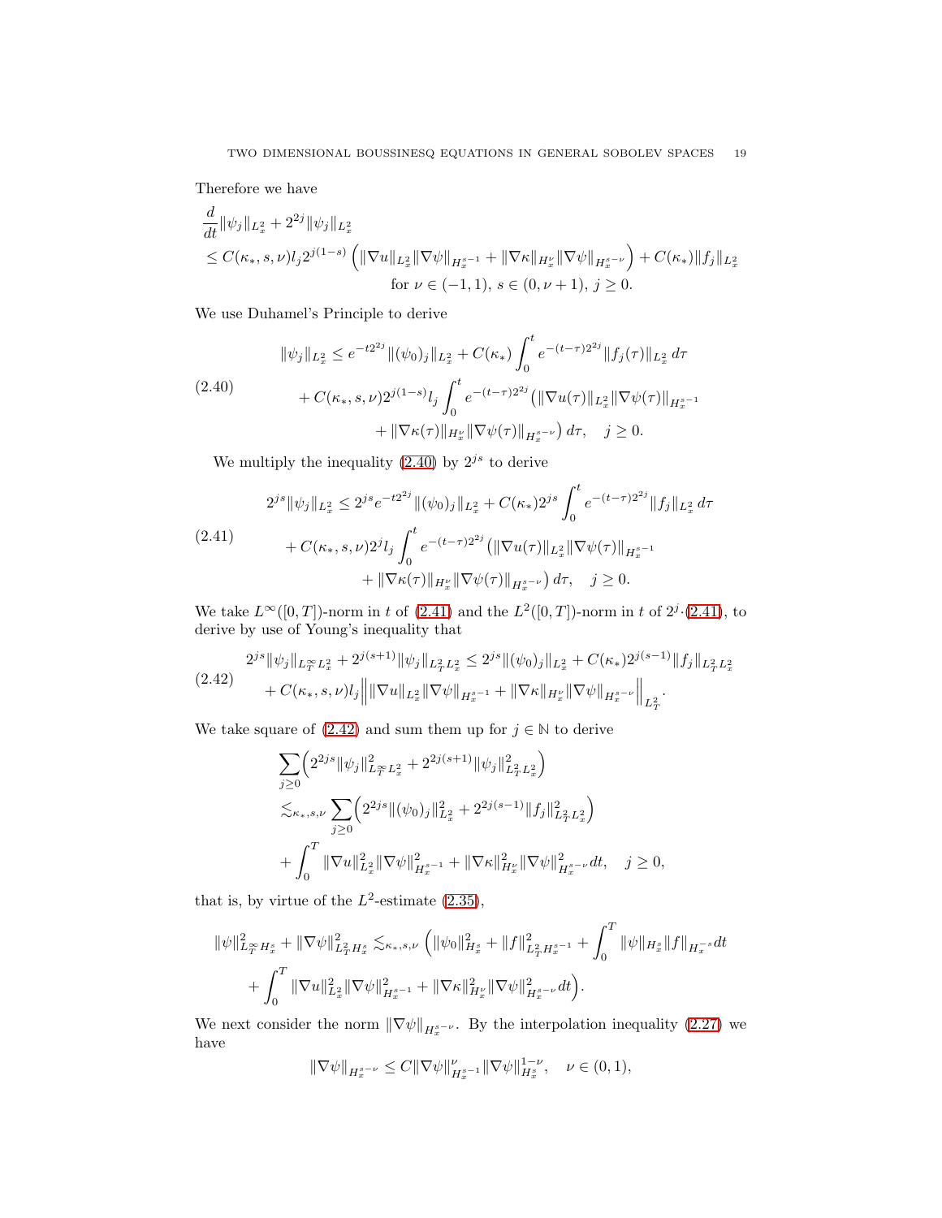Therefore we have

$$
\begin{aligned}
&\frac{d}{dt}\|\psi_j\|_{L^2_x} + 2^{2j}\|\psi_j\|_{L^2_x} \\
&\le C(\kappa_*, s, \nu) l_j 2^{j(1-s)} \left( \|\nabla u\|_{L^2_x} \|\nabla \psi\|_{H^{s-1}_x} + \|\nabla \kappa\|_{H^\nu_x} \|\nabla \psi\|_{H^{s-\nu}_x} \right) + C(\kappa_*)\|f_j\|_{L^2_x} \\
&\qquad\qquad\qquad\qquad \text{for } \nu \in (-1,1),\ s \in (0, \nu+1),\ j \ge 0.
\end{aligned}
$$

We use Duhamel's Principle to derive

$$
\begin{aligned}
\|\psi_j\|_{L^2_x} \le\ & e^{-t2^{2j}} \|(\psi_0)_j\|_{L^2_x} + C(\kappa_*) \int_0^t e^{-(t-\tau)2^{2j}} \|f_j(\tau)\|_{L^2_x}\, d\tau \\
& + C(\kappa_*, s, \nu) 2^{j(1-s)} l_j \int_0^t e^{-(t-\tau)2^{2j}} \big( \|\nabla u(\tau)\|_{L^2_x} \|\nabla \psi(\tau)\|_{H^{s-1}_x} \\
& \qquad + \|\nabla \kappa(\tau)\|_{H^\nu_x} \|\nabla \psi(\tau)\|_{H^{s-\nu}_x} \big)\, d\tau, \quad j \ge 0.
\end{aligned}
\tag{2.40}
$$

We multiply the inequality (2.40) by $2^{js}$ to derive

$$
\begin{aligned}
2^{js}\|\psi_j\|_{L^2_x} \le\ & 2^{js} e^{-t2^{2j}} \|(\psi_0)_j\|_{L^2_x} + C(\kappa_*) 2^{js} \int_0^t e^{-(t-\tau)2^{2j}} \|f_j\|_{L^2_x}\, d\tau \\
& + C(\kappa_*, s, \nu) 2^{j} l_j \int_0^t e^{-(t-\tau)2^{2j}} \big( \|\nabla u(\tau)\|_{L^2_x} \|\nabla \psi(\tau)\|_{H^{s-1}_x} \\
& \qquad + \|\nabla \kappa(\tau)\|_{H^\nu_x} \|\nabla \psi(\tau)\|_{H^{s-\nu}_x} \big)\, d\tau, \quad j \ge 0.
\end{aligned}
\tag{2.41}
$$

We take $L^\infty([0,T])$-norm in $t$ of (2.41) and the $L^2([0,T])$-norm in $t$ of $2^j\cdot$(2.41), to derive by use of Young's inequality that

$$
\begin{aligned}
& 2^{js}\|\psi_j\|_{L^\infty_T L^2_x} + 2^{j(s+1)}\|\psi_j\|_{L^2_T L^2_x} \le 2^{js}\|(\psi_0)_j\|_{L^2_x} + C(\kappa_*) 2^{j(s-1)} \|f_j\|_{L^2_T L^2_x} \\
& \quad + C(\kappa_*, s, \nu) l_j \Big\| \|\nabla u\|_{L^2_x} \|\nabla \psi\|_{H^{s-1}_x} + \|\nabla \kappa\|_{H^\nu_x} \|\nabla \psi\|_{H^{s-\nu}_x} \Big\|_{L^2_T}.
\end{aligned}
\tag{2.42}
$$

We take square of (2.42) and sum them up for $j \in \mathbb{N}$ to derive

$$
\begin{aligned}
& \sum_{j\ge 0} \Big( 2^{2js}\|\psi_j\|^2_{L^\infty_T L^2_x} + 2^{2j(s+1)}\|\psi_j\|^2_{L^2_T L^2_x} \Big) \\
& \lesssim_{\kappa_*, s, \nu} \sum_{j \ge 0} \Big( 2^{2js}\|(\psi_0)_j\|^2_{L^2_x} + 2^{2j(s-1)}\|f_j\|^2_{L^2_T L^2_x} \Big) \\
& + \int_0^T \|\nabla u\|^2_{L^2_x} \|\nabla \psi\|^2_{H^{s-1}_x} + \|\nabla \kappa\|^2_{H^\nu_x} \|\nabla \psi\|^2_{H^{s-\nu}_x} dt, \quad j \ge 0,
\end{aligned}
$$

that is, by virtue of the $L^2$-estimate (2.35),

$$
\begin{aligned}
\|\psi\|^2_{L^\infty_T H^s_x} + \|\nabla \psi\|^2_{L^2_T H^s_x} \lesssim_{\kappa_*, s, \nu} & \Big( \|\psi_0\|^2_{H^s_x} + \|f\|^2_{L^2_T H^{s-1}_x} + \int_0^T \|\psi\|_{H^s_x} \|f\|_{H^{-s}_x} dt \\
& + \int_0^T \|\nabla u\|^2_{L^2_x} \|\nabla \psi\|^2_{H^{s-1}_x} + \|\nabla \kappa\|^2_{H^\nu_x} \|\nabla \psi\|^2_{H^{s-\nu}_x} dt \Big).
\end{aligned}
$$

We next consider the norm $\|\nabla \psi\|_{H^{s-\nu}_x}$. By the interpolation inequality (2.27) we have

$$
\|\nabla \psi\|_{H^{s-\nu}_x} \le C \|\nabla \psi\|^\nu_{H^{s-1}_x} \|\nabla \psi\|^{1-\nu}_{H^s_x}, \quad \nu \in (0,1),
$$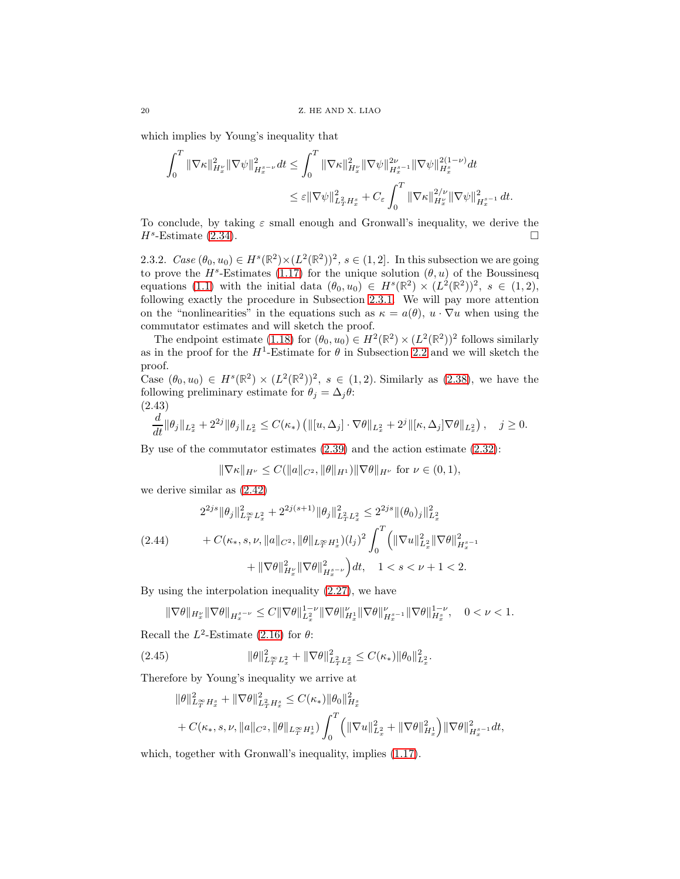which implies by Young's inequality that

$$
\begin{aligned}
\int_0^T \|\nabla\kappa\|_{H_x^\nu}^2 \|\nabla\psi\|_{H_x^{s-\nu}}^2\,dt &\le \int_0^T \|\nabla\kappa\|_{H_x^\nu}^2 \|\nabla\psi\|_{H_x^{s-1}}^{2\nu} \|\nabla\psi\|_{H_x^s}^{2(1-\nu)}dt \\
&\le \varepsilon \|\nabla\psi\|_{L_T^2H_x^s}^2 + C_\varepsilon \int_0^T \|\nabla\kappa\|_{H_x^\nu}^{2/\nu} \|\nabla\psi\|_{H_x^{s-1}}^2\,dt.
\end{aligned}
$$

To conclude, by taking $\varepsilon$ small enough and Gronwall's inequality, we derive the $H^s$-Estimate (2.34). $\square$

2.3.2. *Case* $(\theta_0,u_0)\in H^s(\mathbb{R}^2)\times(L^2(\mathbb{R}^2))^2$, $s\in(1,2]$. In this subsection we are going to prove the $H^s$-Estimates (1.17) for the unique solution $(\theta,u)$ of the Boussinesq equations (1.1) with the initial data $(\theta_0,u_0)\in H^s(\mathbb{R}^2)\times(L^2(\mathbb{R}^2))^2$, $s\in(1,2)$, following exactly the procedure in Subsection 2.3.1. We will pay more attention on the "nonlinearities" in the equations such as $\kappa=a(\theta)$, $u\cdot\nabla u$ when using the commutator estimates and will sketch the proof.

The endpoint estimate (1.18) for $(\theta_0,u_0)\in H^2(\mathbb{R}^2)\times(L^2(\mathbb{R}^2))^2$ follows similarly as in the proof for the $H^1$-Estimate for $\theta$ in Subsection 2.2 and we will sketch the proof.

Case $(\theta_0,u_0)\in H^s(\mathbb{R}^2)\times(L^2(\mathbb{R}^2))^2$, $s\in(1,2)$. Similarly as (2.38), we have the following preliminary estimate for $\theta_j=\Delta_j\theta$:

(2.43)
$$
\frac{d}{dt}\|\theta_j\|_{L_x^2} + 2^{2j}\|\theta_j\|_{L_x^2} \le C(\kappa_*)\left(\|[u,\Delta_j]\cdot\nabla\theta\|_{L_x^2} + 2^j\|[\kappa,\Delta_j]\nabla\theta\|_{L_x^2}\right),\quad j\ge 0.
$$

By use of the commutator estimates (2.39) and the action estimate (2.32):

$$
\|\nabla\kappa\|_{H^\nu}\le C(\|a\|_{C^2},\|\theta\|_{H^1})\|\nabla\theta\|_{H^\nu}\ \text{for}\ \nu\in(0,1),
$$

we derive similar as (2.42)

$$
\begin{aligned}
2^{2js}\|\theta_j\|_{L_T^\infty L_x^2}^2 &+ 2^{2j(s+1)}\|\theta_j\|_{L_T^2L_x^2}^2 \le 2^{2js}\|(\theta_0)_j\|_{L_x^2}^2 \\
&+ C(\kappa_*,s,\nu,\|a\|_{C^2},\|\theta\|_{L_T^\infty H_x^1})(l_j)^2\int_0^T\Big(\|\nabla u\|_{L_x^2}^2\|\nabla\theta\|_{H_x^{s-1}}^2 \\
&\qquad + \|\nabla\theta\|_{H_x^\nu}^2\|\nabla\theta\|_{H_x^{s-\nu}}^2\Big)dt,\quad 1<s<\nu+1<2.
\end{aligned}
\tag{2.44}
$$

By using the interpolation inequality (2.27), we have

$$
\|\nabla\theta\|_{H_x^\nu}\|\nabla\theta\|_{H_x^{s-\nu}} \le C\|\nabla\theta\|_{L_x^2}^{1-\nu}\|\nabla\theta\|_{H_x^1}^{\nu}\|\nabla\theta\|_{H_x^{s-1}}^{\nu}\|\nabla\theta\|_{H_x^s}^{1-\nu},\quad 0<\nu<1.
$$

Recall the $L^2$-Estimate (2.16) for $\theta$:

$$
\|\theta\|_{L_T^\infty L_x^2}^2 + \|\nabla\theta\|_{L_T^2L_x^2}^2 \le C(\kappa_*)\|\theta_0\|_{L_x^2}^2. \tag{2.45}
$$

Therefore by Young's inequality we arrive at

$$
\begin{aligned}
&\|\theta\|_{L_T^\infty H_x^s}^2 + \|\nabla\theta\|_{L_T^2H_x^s}^2 \le C(\kappa_*)\|\theta_0\|_{H_x^s}^2 \\
&\quad + C(\kappa_*,s,\nu,\|a\|_{C^2},\|\theta\|_{L_T^\infty H_x^1})\int_0^T\Big(\|\nabla u\|_{L_x^2}^2 + \|\nabla\theta\|_{H_x^1}^2\Big)\|\nabla\theta\|_{H_x^{s-1}}^2dt,
\end{aligned}
$$

which, together with Gronwall's inequality, implies (1.17).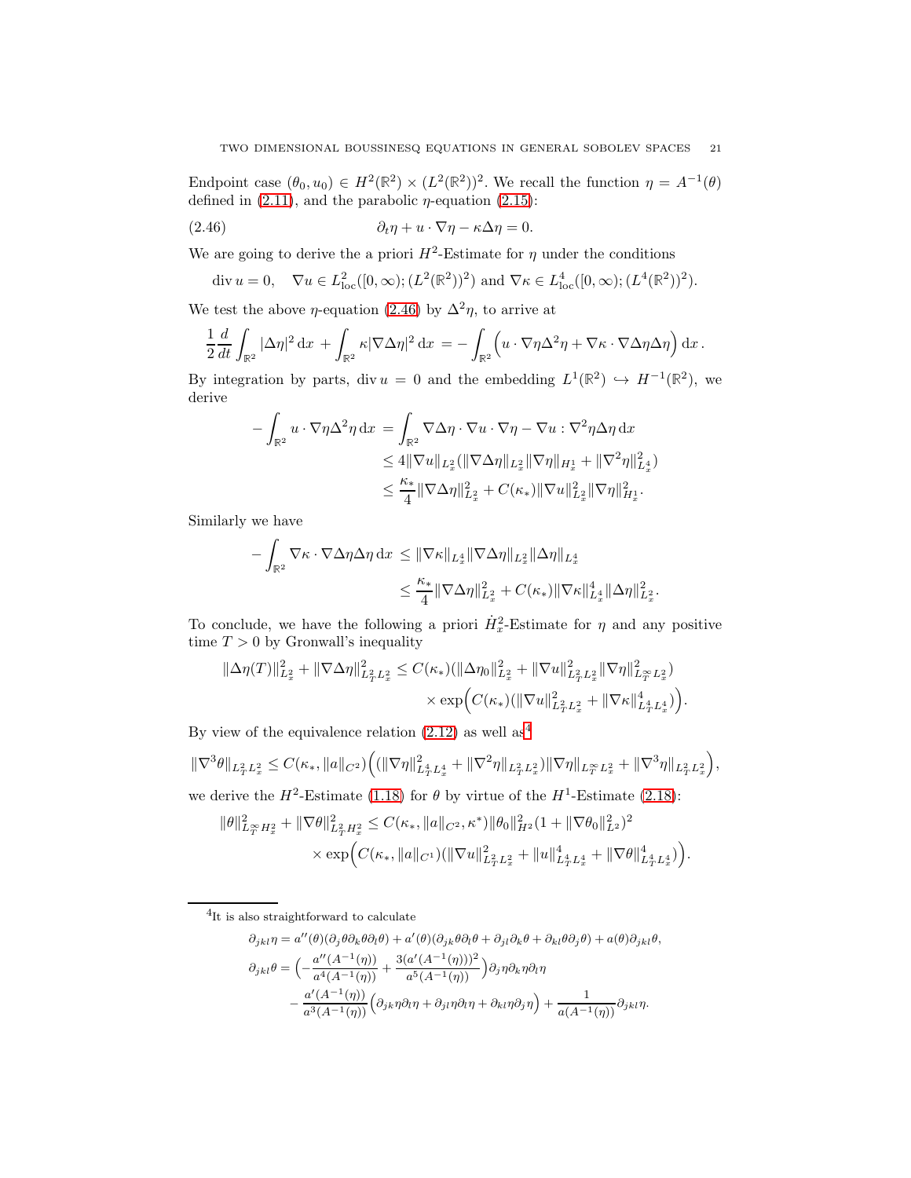Endpoint case $(\theta_0, u_0) \in H^2(\mathbb{R}^2) \times (L^2(\mathbb{R}^2))^2$. We recall the function $\eta = A^{-1}(\theta)$ defined in (2.11), and the parabolic $\eta$-equation (2.15):

$$\partial_t \eta + u \cdot \nabla \eta - \kappa \Delta \eta = 0. \tag{2.46}$$

We are going to derive the a priori $H^2$-Estimate for $\eta$ under the conditions

$$\operatorname{div} u = 0, \quad \nabla u \in L^2_{\mathrm{loc}}([0,\infty); (L^2(\mathbb{R}^2))^2) \text{ and } \nabla \kappa \in L^4_{\mathrm{loc}}([0,\infty); (L^4(\mathbb{R}^2))^2).$$

We test the above $\eta$-equation (2.46) by $\Delta^2 \eta$, to arrive at

$$\frac{1}{2}\frac{d}{dt}\int_{\mathbb{R}^2} |\Delta \eta|^2 \,\mathrm{d}x + \int_{\mathbb{R}^2} \kappa |\nabla \Delta \eta|^2 \,\mathrm{d}x = -\int_{\mathbb{R}^2} \Big( u \cdot \nabla \eta \Delta^2 \eta + \nabla \kappa \cdot \nabla \Delta \eta \Delta \eta \Big) \,\mathrm{d}x\,.$$

By integration by parts, $\operatorname{div} u = 0$ and the embedding $L^1(\mathbb{R}^2) \hookrightarrow H^{-1}(\mathbb{R}^2)$, we derive

$$\begin{aligned}
-\int_{\mathbb{R}^2} u \cdot \nabla \eta \Delta^2 \eta \,\mathrm{d}x &= \int_{\mathbb{R}^2} \nabla \Delta \eta \cdot \nabla u \cdot \nabla \eta - \nabla u : \nabla^2 \eta \Delta \eta \,\mathrm{d}x \\
&\leq 4 \|\nabla u\|_{L^2_x} (\|\nabla \Delta \eta\|_{L^2_x} \|\nabla \eta\|_{H^1_x} + \|\nabla^2 \eta\|^2_{L^4_x}) \\
&\leq \frac{\kappa_*}{4} \|\nabla \Delta \eta\|^2_{L^2_x} + C(\kappa_*) \|\nabla u\|^2_{L^2_x} \|\nabla \eta\|^2_{H^1_x}.
\end{aligned}$$

Similarly we have

$$\begin{aligned}
-\int_{\mathbb{R}^2} \nabla \kappa \cdot \nabla \Delta \eta \Delta \eta \,\mathrm{d}x &\leq \|\nabla \kappa\|_{L^4_x} \|\nabla \Delta \eta\|_{L^2_x} \|\Delta \eta\|_{L^4_x} \\
&\leq \frac{\kappa_*}{4} \|\nabla \Delta \eta\|^2_{L^2_x} + C(\kappa_*) \|\nabla \kappa\|^4_{L^4_x} \|\Delta \eta\|^2_{L^2_x}.
\end{aligned}$$

To conclude, we have the following a priori $\dot{H}^2_x$-Estimate for $\eta$ and any positive time $T > 0$ by Gronwall's inequality

$$\begin{aligned}
\|\Delta \eta(T)\|^2_{L^2_x} + \|\nabla \Delta \eta\|^2_{L^2_T L^2_x} \leq C(\kappa_*) (&\|\Delta \eta_0\|^2_{L^2_x} + \|\nabla u\|^2_{L^2_T L^2_x} \|\nabla \eta\|^2_{L^\infty_T L^2_x}) \\
&\times \exp\Big( C(\kappa_*) (\|\nabla u\|^2_{L^2_T L^2_x} + \|\nabla \kappa\|^4_{L^4_T L^4_x}) \Big).
\end{aligned}$$

By view of the equivalence relation (2.12) as well as[4]

$$\|\nabla^3 \theta\|_{L^2_T L^2_x} \leq C(\kappa_*, \|a\|_{C^2}) \Big( (\|\nabla \eta\|^2_{L^4_T L^4_x} + \|\nabla^2 \eta\|_{L^2_T L^2_x}) \|\nabla \eta\|_{L^\infty_T L^2_x} + \|\nabla^3 \eta\|_{L^2_T L^2_x} \Big),$$

we derive the $H^2$-Estimate (1.18) for $\theta$ by virtue of the $H^1$-Estimate (2.18):

$$\begin{aligned}
\|\theta\|^2_{L^\infty_T H^2_x} + \|\nabla \theta\|^2_{L^2_T H^2_x} \leq C(&\kappa_*, \|a\|_{C^2}, \kappa^*) \|\theta_0\|^2_{H^2} (1 + \|\nabla \theta_0\|^2_{L^2})^2 \\
&\times \exp\Big( C(\kappa_*, \|a\|_{C^1}) (\|\nabla u\|^2_{L^2_T L^2_x} + \|u\|^4_{L^4_T L^4_x} + \|\nabla \theta\|^4_{L^4_T L^4_x}) \Big).
\end{aligned}$$

---

[4] It is also straightforward to calculate

$$\begin{aligned}
\partial_{jkl} \eta &= a''(\theta)(\partial_j \theta \partial_k \theta \partial_l \theta) + a'(\theta)(\partial_{jk} \theta \partial_l \theta + \partial_{jl} \partial_k \theta + \partial_{kl} \theta \partial_j \theta) + a(\theta) \partial_{jkl} \theta, \\
\partial_{jkl} \theta &= \Big( -\frac{a''(A^{-1}(\eta))}{a^4(A^{-1}(\eta))} + \frac{3(a'(A^{-1}(\eta)))^2}{a^5(A^{-1}(\eta))} \Big) \partial_j \eta \partial_k \eta \partial_l \eta \\
&\quad - \frac{a'(A^{-1}(\eta))}{a^3(A^{-1}(\eta))} \Big( \partial_{jk} \eta \partial_l \eta + \partial_{jl} \eta \partial_l \eta + \partial_{kl} \eta \partial_j \eta \Big) + \frac{1}{a(A^{-1}(\eta))} \partial_{jkl} \eta.
\end{aligned}$$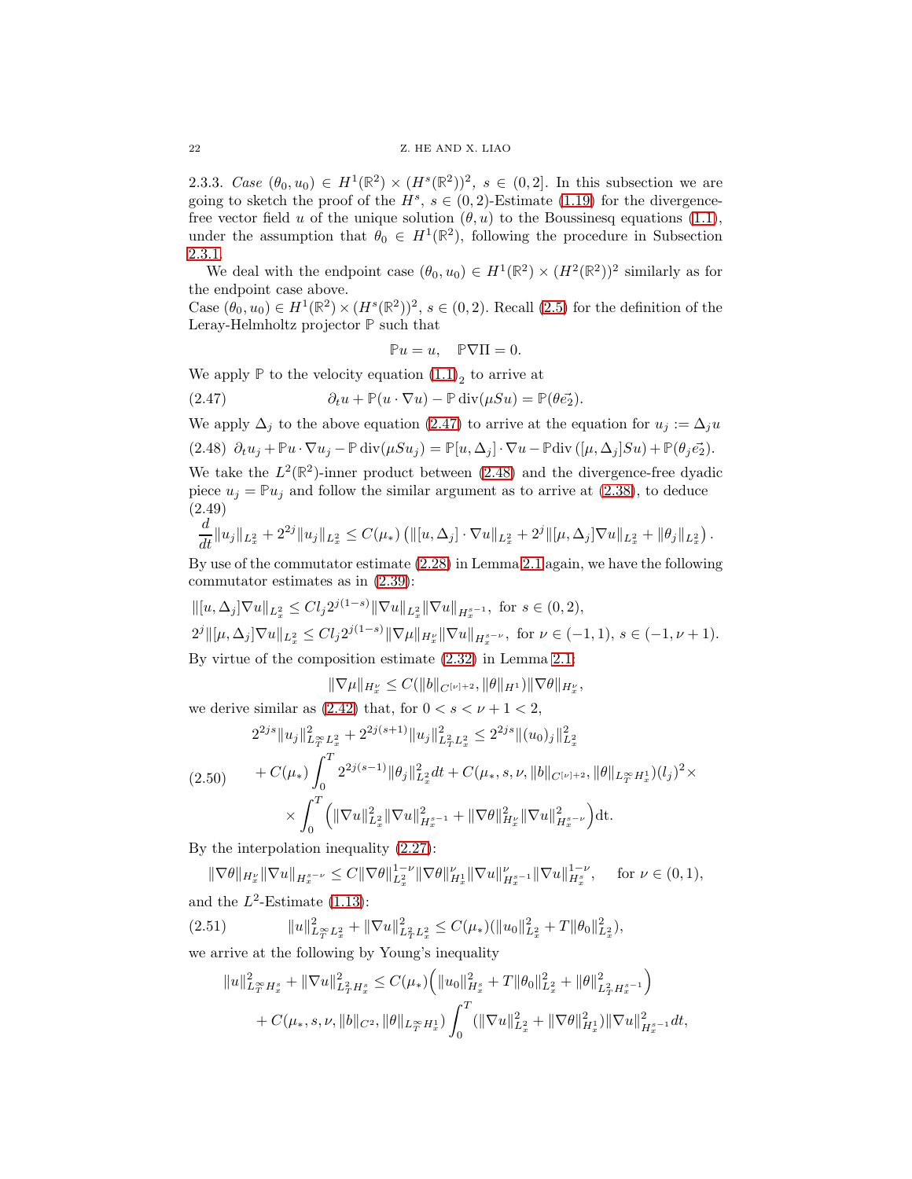2.3.3. *Case* $(\theta_0, u_0) \in H^1(\mathbb{R}^2) \times (H^s(\mathbb{R}^2))^2$, $s \in (0, 2]$. In this subsection we are going to sketch the proof of the $H^s$, $s \in (0, 2)$-Estimate (1.19) for the divergence-free vector field $u$ of the unique solution $(\theta, u)$ to the Boussinesq equations (1.1), under the assumption that $\theta_0 \in H^1(\mathbb{R}^2)$, following the procedure in Subsection 2.3.1.

We deal with the endpoint case $(\theta_0, u_0) \in H^1(\mathbb{R}^2) \times (H^2(\mathbb{R}^2))^2$ similarly as for the endpoint case above.

Case $(\theta_0, u_0) \in H^1(\mathbb{R}^2) \times (H^s(\mathbb{R}^2))^2$, $s \in (0, 2)$. Recall (2.5) for the definition of the Leray-Helmholtz projector $\mathbb{P}$ such that

$$\mathbb{P}u = u, \quad \mathbb{P}\nabla\Pi = 0.$$

We apply $\mathbb{P}$ to the velocity equation $(1.1)_2$ to arrive at

$$\partial_t u + \mathbb{P}(u \cdot \nabla u) - \mathbb{P}\,\mathrm{div}(\mu S u) = \mathbb{P}(\theta \vec{e_2}). \tag{2.47}$$

We apply $\Delta_j$ to the above equation (2.47) to arrive at the equation for $u_j := \Delta_j u$

$$\partial_t u_j + \mathbb{P}u \cdot \nabla u_j - \mathbb{P}\,\mathrm{div}(\mu S u_j) = \mathbb{P}[u, \Delta_j] \cdot \nabla u - \mathbb{P}\mathrm{div}\,([\mu, \Delta_j]Su) + \mathbb{P}(\theta_j \vec{e_2}). \tag{2.48}$$

We take the $L^2(\mathbb{R}^2)$-inner product between (2.48) and the divergence-free dyadic piece $u_j = \mathbb{P}u_j$ and follow the similar argument as to arrive at (2.38), to deduce

$$\frac{d}{dt}\|u_j\|_{L^2_x} + 2^{2j}\|u_j\|_{L^2_x} \le C(\mu_*)\left(\|[u, \Delta_j] \cdot \nabla u\|_{L^2_x} + 2^j\|[\mu, \Delta_j]\nabla u\|_{L^2_x} + \|\theta_j\|_{L^2_x}\right). \tag{2.49}$$

By use of the commutator estimate (2.28) in Lemma 2.1 again, we have the following commutator estimates as in (2.39):

$$\|[u, \Delta_j]\nabla u\|_{L^2_x} \le C l_j 2^{j(1-s)}\|\nabla u\|_{L^2_x}\|\nabla u\|_{H^{s-1}_x}, \text{ for } s \in (0, 2),$$

$$2^j\|[\mu, \Delta_j]\nabla u\|_{L^2_x} \le C l_j 2^{j(1-s)}\|\nabla \mu\|_{H^\nu_x}\|\nabla u\|_{H^{s-\nu}_x}, \text{ for } \nu \in (-1, 1),\ s \in (-1, \nu + 1).$$

By virtue of the composition estimate (2.32) in Lemma 2.1:

$$\|\nabla \mu\|_{H^\nu_x} \le C(\|b\|_{C^{[\nu]+2}}, \|\theta\|_{H^1})\|\nabla\theta\|_{H^\nu_x},$$

we derive similar as (2.42) that, for $0 < s < \nu + 1 < 2$,

$$\begin{aligned} 2^{2js}\|u_j\|^2_{L^\infty_T L^2_x} + 2^{2j(s+1)}\|u_j\|^2_{L^2_T L^2_x} &\le 2^{2js}\|(u_0)_j\|^2_{L^2_x} \\ &+ C(\mu_*)\int_0^T 2^{2j(s-1)}\|\theta_j\|^2_{L^2_x}dt + C(\mu_*, s, \nu, \|b\|_{C^{[\nu]+2}}, \|\theta\|_{L^\infty_T H^1_x})(l_j)^2 \times \\ &\times \int_0^T \Big(\|\nabla u\|^2_{L^2_x}\|\nabla u\|^2_{H^{s-1}_x} + \|\nabla\theta\|^2_{H^\nu_x}\|\nabla u\|^2_{H^{s-\nu}_x}\Big)\mathrm{dt}. \end{aligned} \tag{2.50}$$

By the interpolation inequality (2.27):

$$\|\nabla\theta\|_{H^\nu_x}\|\nabla u\|_{H^{s-\nu}_x} \le C\|\nabla\theta\|^{1-\nu}_{L^2_x}\|\nabla\theta\|^\nu_{H^1_x}\|\nabla u\|^\nu_{H^{s-1}_x}\|\nabla u\|^{1-\nu}_{H^s_x}, \quad \text{for } \nu \in (0, 1),$$

and the $L^2$-Estimate (1.13):

$$\|u\|^2_{L^\infty_T L^2_x} + \|\nabla u\|^2_{L^2_T L^2_x} \le C(\mu_*)(\|u_0\|^2_{L^2_x} + T\|\theta_0\|^2_{L^2_x}), \tag{2.51}$$

we arrive at the following by Young's inequality

$$\begin{aligned} \|u\|^2_{L^\infty_T H^s_x} + \|\nabla u\|^2_{L^2_T H^s_x} &\le C(\mu_*)\Big(\|u_0\|^2_{H^s_x} + T\|\theta_0\|^2_{L^2_x} + \|\theta\|^2_{L^2_T H^{s-1}_x}\Big) \\ &+ C(\mu_*, s, \nu, \|b\|_{C^2}, \|\theta\|_{L^\infty_T H^1_x})\int_0^T (\|\nabla u\|^2_{L^2_x} + \|\nabla\theta\|^2_{H^1_x})\|\nabla u\|^2_{H^{s-1}_x}dt, \end{aligned}$$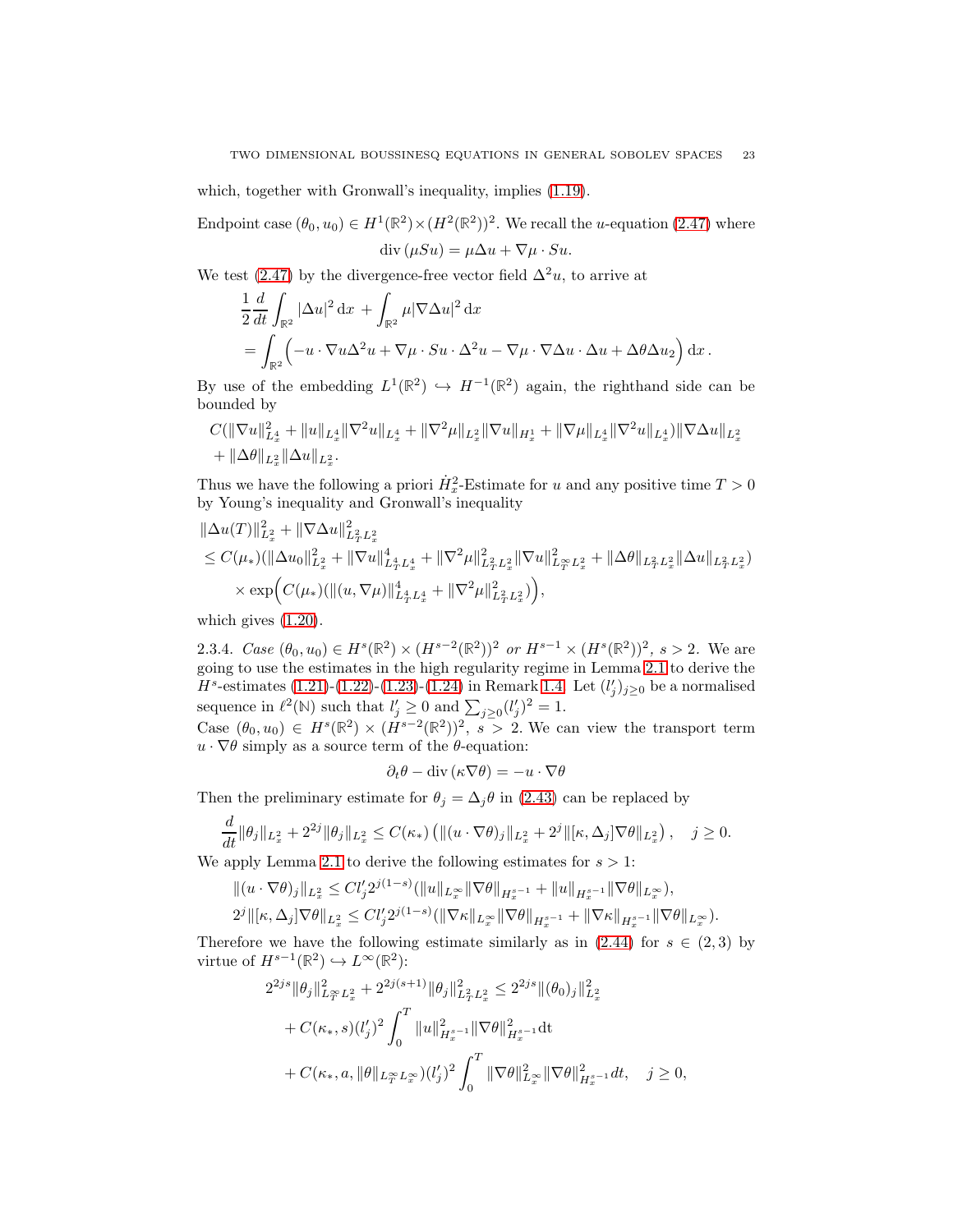which, together with Gronwall's inequality, implies (1.19).

Endpoint case $(\theta_0, u_0) \in H^1(\mathbb{R}^2) \times (H^2(\mathbb{R}^2))^2$. We recall the $u$-equation (2.47) where

$$\operatorname{div}(\mu S u) = \mu \Delta u + \nabla \mu \cdot S u.$$

We test (2.47) by the divergence-free vector field $\Delta^2 u$, to arrive at

$$\begin{aligned}
&\frac{1}{2}\frac{d}{dt}\int_{\mathbb{R}^2} |\Delta u|^2 \,\mathrm{d}x + \int_{\mathbb{R}^2} \mu |\nabla \Delta u|^2 \,\mathrm{d}x \\
&= \int_{\mathbb{R}^2} \Big( -u\cdot\nabla u \Delta^2 u + \nabla\mu \cdot S u \cdot \Delta^2 u - \nabla \mu \cdot \nabla \Delta u \cdot \Delta u + \Delta\theta \Delta u_2 \Big) \,\mathrm{d}x\,.
\end{aligned}$$

By use of the embedding $L^1(\mathbb{R}^2) \hookrightarrow H^{-1}(\mathbb{R}^2)$ again, the righthand side can be bounded by

$$\begin{aligned}
&C(\|\nabla u\|_{L^4_x}^2 + \|u\|_{L^4_x}\|\nabla^2 u\|_{L^4_x} + \|\nabla^2 \mu\|_{L^2_x}\|\nabla u\|_{H^1_x} + \|\nabla \mu\|_{L^4_x}\|\nabla^2 u\|_{L^4_x})\|\nabla \Delta u\|_{L^2_x} \\
&+ \|\Delta \theta\|_{L^2_x}\|\Delta u\|_{L^2_x}.
\end{aligned}$$

Thus we have the following a priori $\dot{H}^2_x$-Estimate for $u$ and any positive time $T>0$ by Young's inequality and Gronwall's inequality

$$\begin{aligned}
&\|\Delta u(T)\|_{L^2_x}^2 + \|\nabla \Delta u\|_{L^2_T L^2_x}^2 \\
&\le C(\mu_*)(\|\Delta u_0\|_{L^2_x}^2 + \|\nabla u\|_{L^4_T L^4_x}^4 + \|\nabla^2 \mu\|_{L^2_T L^2_x}^2 \|\nabla u\|_{L^\infty_T L^2_x}^2 + \|\Delta\theta\|_{L^2_T L^2_x}\|\Delta u\|_{L^2_T L^2_x}) \\
&\quad \times \exp\Big( C(\mu_*)(\|(u,\nabla\mu)\|_{L^4_T L^4_x}^4 + \|\nabla^2\mu\|_{L^2_T L^2_x}^2) \Big),
\end{aligned}$$

which gives (1.20).

2.3.4. *Case* $(\theta_0, u_0) \in H^s(\mathbb{R}^2) \times (H^{s-2}(\mathbb{R}^2))^2$ *or* $H^{s-1} \times (H^s(\mathbb{R}^2))^2$, $s>2$. We are going to use the estimates in the high regularity regime in Lemma 2.1 to derive the $H^s$-estimates (1.21)-(1.22)-(1.23)-(1.24) in Remark 1.4. Let $(l'_j)_{j\ge 0}$ be a normalised sequence in $\ell^2(\mathbb{N})$ such that $l'_j \ge 0$ and $\sum_{j\ge 0}(l'_j)^2 = 1$.

Case $(\theta_0, u_0) \in H^s(\mathbb{R}^2) \times (H^{s-2}(\mathbb{R}^2))^2$, $s>2$. We can view the transport term $u\cdot\nabla\theta$ simply as a source term of the $\theta$-equation:

$$\partial_t \theta - \operatorname{div}(\kappa \nabla \theta) = -u\cdot\nabla\theta$$

Then the preliminary estimate for $\theta_j = \Delta_j \theta$ in (2.43) can be replaced by

$$\frac{d}{dt}\|\theta_j\|_{L^2_x} + 2^{2j}\|\theta_j\|_{L^2_x} \le C(\kappa_*)\left( \|(u\cdot\nabla\theta)_j\|_{L^2_x} + 2^j \|[\kappa, \Delta_j]\nabla\theta\|_{L^2_x} \right), \quad j \ge 0.$$

We apply Lemma 2.1 to derive the following estimates for $s>1$:

$$\begin{aligned}
&\|(u\cdot\nabla\theta)_j\|_{L^2_x} \le C l'_j 2^{j(1-s)}(\|u\|_{L^\infty_x}\|\nabla\theta\|_{H^{s-1}_x} + \|u\|_{H^{s-1}_x}\|\nabla\theta\|_{L^\infty_x}), \\
&2^j\|[\kappa,\Delta_j]\nabla\theta\|_{L^2_x} \le C l'_j 2^{j(1-s)}(\|\nabla\kappa\|_{L^\infty_x}\|\nabla\theta\|_{H^{s-1}_x} + \|\nabla\kappa\|_{H^{s-1}_x}\|\nabla\theta\|_{L^\infty_x}).
\end{aligned}$$

Therefore we have the following estimate similarly as in (2.44) for $s\in(2,3)$ by virtue of $H^{s-1}(\mathbb{R}^2) \hookrightarrow L^\infty(\mathbb{R}^2)$:

$$\begin{aligned}
&2^{2js}\|\theta_j\|_{L^\infty_T L^2_x}^2 + 2^{2j(s+1)}\|\theta_j\|_{L^2_T L^2_x}^2 \le 2^{2js}\|(\theta_0)_j\|_{L^2_x}^2 \\
&+ C(\kappa_*, s)(l'_j)^2 \int_0^T \|u\|_{H^{s-1}_x}^2 \|\nabla\theta\|_{H^{s-1}_x}^2 \mathrm{d}t \\
&+ C(\kappa_*, a, \|\theta\|_{L^\infty_T L^\infty_x})(l'_j)^2 \int_0^T \|\nabla\theta\|_{L^\infty_x}^2 \|\nabla\theta\|_{H^{s-1}_x}^2 dt, \quad j\ge 0,
\end{aligned}$$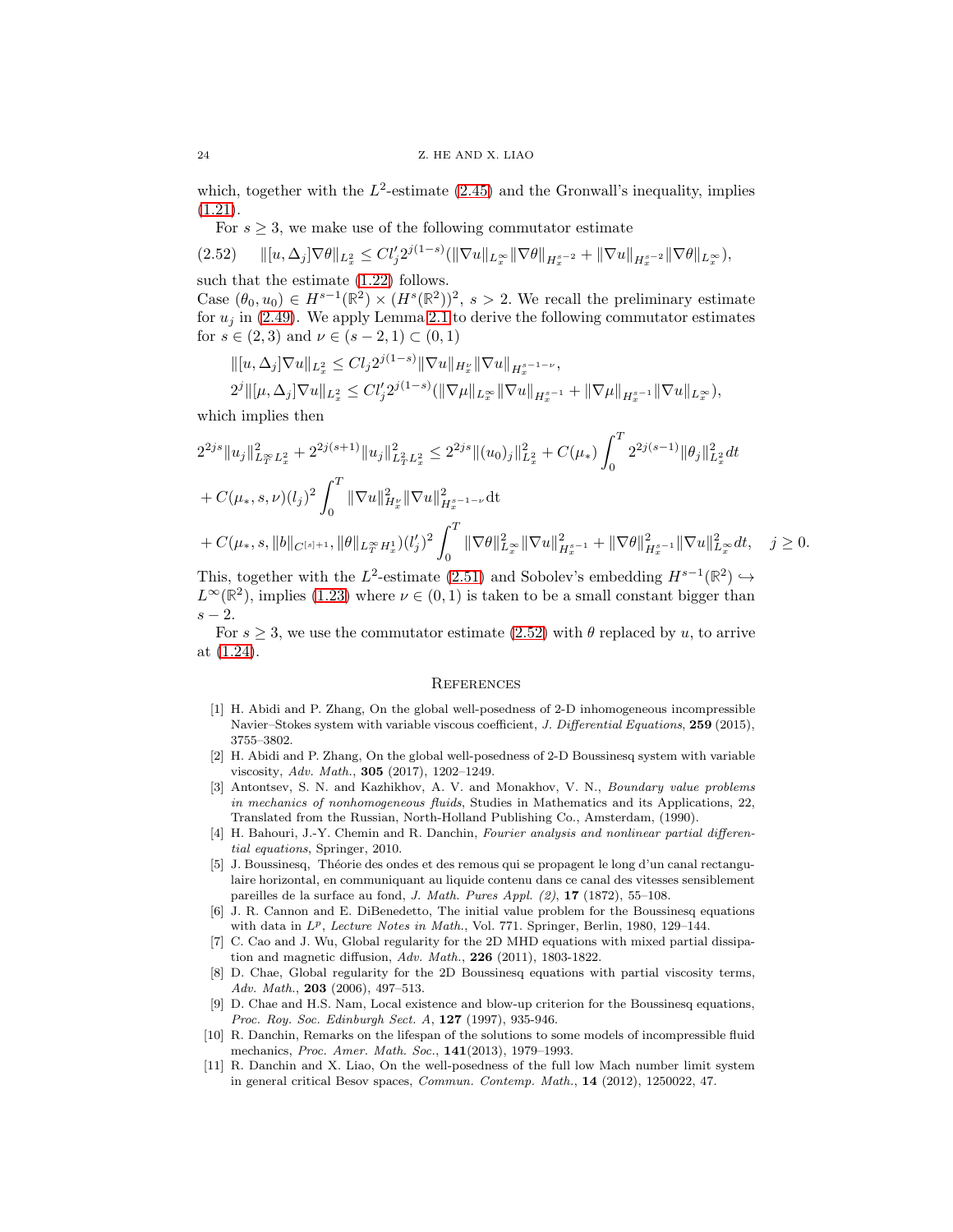which, together with the $L^2$-estimate (2.45) and the Gronwall's inequality, implies (1.21).

For $s \geq 3$, we make use of the following commutator estimate

$$
\|[u, \Delta_j]\nabla\theta\|_{L^2_x} \leq C l'_j 2^{j(1-s)} (\|\nabla u\|_{L^\infty_x} \|\nabla\theta\|_{H^{s-2}_x} + \|\nabla u\|_{H^{s-2}_x} \|\nabla\theta\|_{L^\infty_x}), \tag{2.52}
$$

such that the estimate (1.22) follows.

Case $(\theta_0, u_0) \in H^{s-1}(\mathbb{R}^2) \times (H^s(\mathbb{R}^2))^2$, $s > 2$. We recall the preliminary estimate for $u_j$ in (2.49). We apply Lemma 2.1 to derive the following commutator estimates for $s \in (2, 3)$ and $\nu \in (s-2, 1) \subset (0, 1)$

$$
\|[u, \Delta_j]\nabla u\|_{L^2_x} \leq C l_j 2^{j(1-s)} \|\nabla u\|_{H^\nu_x} \|\nabla u\|_{H^{s-1-\nu}_x},
$$

$$
2^j \|[\mu, \Delta_j]\nabla u\|_{L^2_x} \leq C l'_j 2^{j(1-s)} (\|\nabla\mu\|_{L^\infty_x} \|\nabla u\|_{H^{s-1}_x} + \|\nabla\mu\|_{H^{s-1}_x} \|\nabla u\|_{L^\infty_x}),
$$

which implies then

$$
\begin{aligned}
2^{2js} \|u_j\|^2_{L^\infty_T L^2_x} + 2^{2j(s+1)} \|u_j\|^2_{L^2_T L^2_x} &\leq 2^{2js} \|(u_0)_j\|^2_{L^2_x} + C(\mu_*) \int_0^T 2^{2j(s-1)} \|\theta_j\|^2_{L^2_x} dt \\
&+ C(\mu_*, s, \nu)(l_j)^2 \int_0^T \|\nabla u\|^2_{H^\nu_x} \|\nabla u\|^2_{H^{s-1-\nu}_x} \mathrm{d}t \\
&+ C(\mu_*, s, \|b\|_{C^{[s]+1}}, \|\theta\|_{L^\infty_T H^1_x})(l'_j)^2 \int_0^T \|\nabla\theta\|^2_{L^\infty_x} \|\nabla u\|^2_{H^{s-1}_x} + \|\nabla\theta\|^2_{H^{s-1}_x} \|\nabla u\|^2_{L^\infty_x} dt, \quad j \geq 0.
\end{aligned}
$$

This, together with the $L^2$-estimate (2.51) and Sobolev's embedding $H^{s-1}(\mathbb{R}^2) \hookrightarrow L^\infty(\mathbb{R}^2)$, implies (1.23) where $\nu \in (0, 1)$ is taken to be a small constant bigger than $s - 2$.

For $s \geq 3$, we use the commutator estimate (2.52) with $\theta$ replaced by $u$, to arrive at (1.24).

## References

[1] H. Abidi and P. Zhang, On the global well-posedness of 2-D inhomogeneous incompressible Navier–Stokes system with variable viscous coefficient, *J. Differential Equations*, **259** (2015), 3755–3802.

[2] H. Abidi and P. Zhang, On the global well-posedness of 2-D Boussinesq system with variable viscosity, *Adv. Math.*, **305** (2017), 1202–1249.

[3] Antontsev, S. N. and Kazhikhov, A. V. and Monakhov, V. N., *Boundary value problems in mechanics of nonhomogeneous fluids*, Studies in Mathematics and its Applications, 22, Translated from the Russian, North-Holland Publishing Co., Amsterdam, (1990).

[4] H. Bahouri, J.-Y. Chemin and R. Danchin, *Fourier analysis and nonlinear partial differential equations*, Springer, 2010.

[5] J. Boussinesq, Théorie des ondes et des remous qui se propagent le long d'un canal rectangulaire horizontal, en communiquant au liquide contenu dans ce canal des vitesses sensiblement pareilles de la surface au fond, *J. Math. Pures Appl. (2)*, **17** (1872), 55–108.

[6] J. R. Cannon and E. DiBenedetto, The initial value problem for the Boussinesq equations with data in $L^p$, *Lecture Notes in Math.*, Vol. 771. Springer, Berlin, 1980, 129–144.

[7] C. Cao and J. Wu, Global regularity for the 2D MHD equations with mixed partial dissipation and magnetic diffusion, *Adv. Math.*, **226** (2011), 1803-1822.

[8] D. Chae, Global regularity for the 2D Boussinesq equations with partial viscosity terms, *Adv. Math.*, **203** (2006), 497–513.

[9] D. Chae and H.S. Nam, Local existence and blow-up criterion for the Boussinesq equations, *Proc. Roy. Soc. Edinburgh Sect. A*, **127** (1997), 935-946.

[10] R. Danchin, Remarks on the lifespan of the solutions to some models of incompressible fluid mechanics, *Proc. Amer. Math. Soc.*, **141**(2013), 1979–1993.

[11] R. Danchin and X. Liao, On the well-posedness of the full low Mach number limit system in general critical Besov spaces, *Commun. Contemp. Math.*, **14** (2012), 1250022, 47.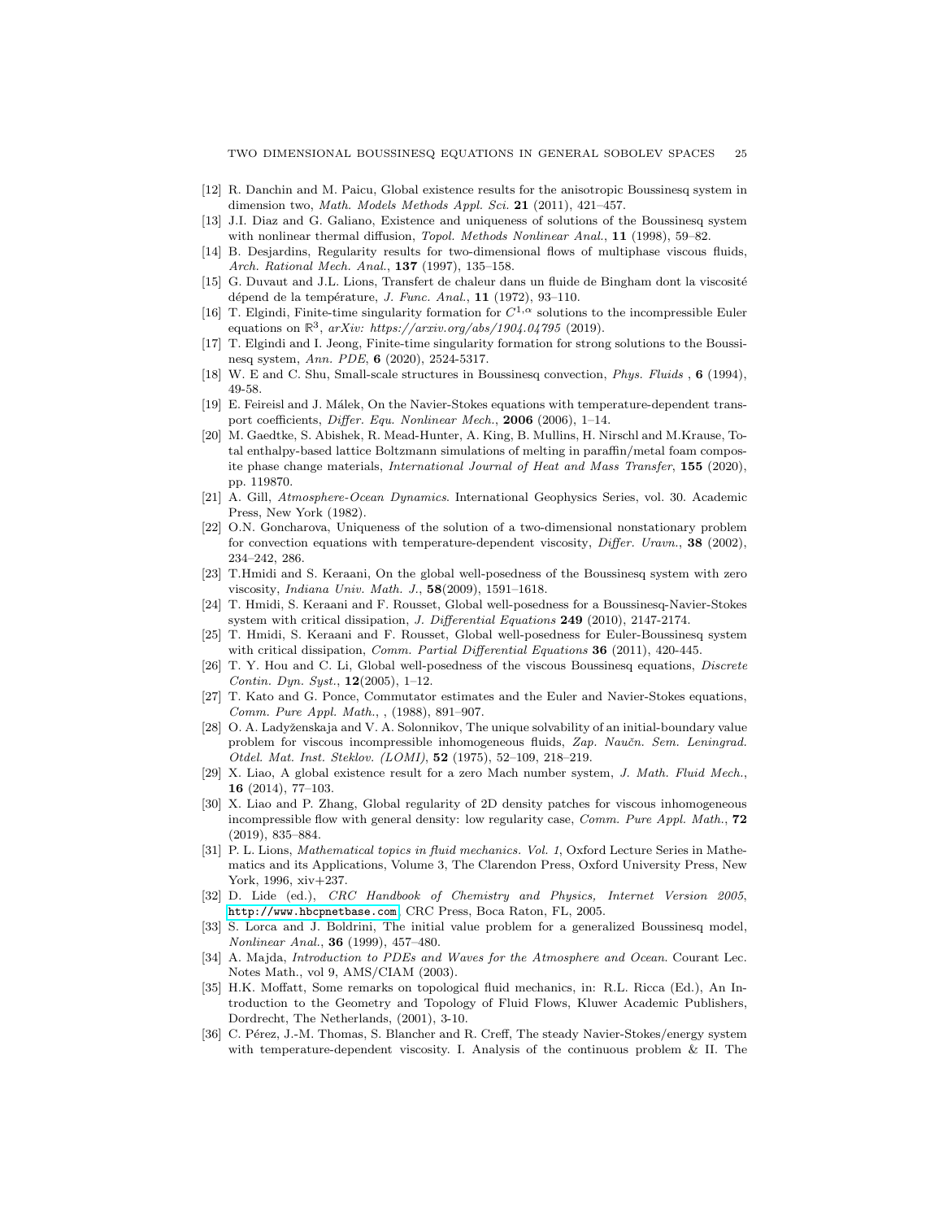[12] R. Danchin and M. Paicu, Global existence results for the anisotropic Boussinesq system in dimension two, *Math. Models Methods Appl. Sci.* **21** (2011), 421–457.

[13] J.I. Diaz and G. Galiano, Existence and uniqueness of solutions of the Boussinesq system with nonlinear thermal diffusion, *Topol. Methods Nonlinear Anal.*, **11** (1998), 59–82.

[14] B. Desjardins, Regularity results for two-dimensional flows of multiphase viscous fluids, *Arch. Rational Mech. Anal.*, **137** (1997), 135–158.

[15] G. Duvaut and J.L. Lions, Transfert de chaleur dans un fluide de Bingham dont la viscosité dépend de la température, *J. Func. Anal.*, **11** (1972), 93–110.

[16] T. Elgindi, Finite-time singularity formation for $C^{1,\alpha}$ solutions to the incompressible Euler equations on $\mathbb{R}^3$, *arXiv: https://arxiv.org/abs/1904.04795* (2019).

[17] T. Elgindi and I. Jeong, Finite-time singularity formation for strong solutions to the Boussinesq system, *Ann. PDE*, **6** (2020), 2524-5317.

[18] W. E and C. Shu, Small-scale structures in Boussinesq convection, *Phys. Fluids* , **6** (1994), 49-58.

[19] E. Feireisl and J. Málek, On the Navier-Stokes equations with temperature-dependent transport coefficients, *Differ. Equ. Nonlinear Mech.*, **2006** (2006), 1–14.

[20] M. Gaedtke, S. Abishek, R. Mead-Hunter, A. King, B. Mullins, H. Nirschl and M.Krause, Total enthalpy-based lattice Boltzmann simulations of melting in paraffin/metal foam composite phase change materials, *International Journal of Heat and Mass Transfer*, **155** (2020), pp. 119870.

[21] A. Gill, *Atmosphere-Ocean Dynamics*. International Geophysics Series, vol. 30. Academic Press, New York (1982).

[22] O.N. Goncharova, Uniqueness of the solution of a two-dimensional nonstationary problem for convection equations with temperature-dependent viscosity, *Differ. Uravn.*, **38** (2002), 234–242, 286.

[23] T.Hmidi and S. Keraani, On the global well-posedness of the Boussinesq system with zero viscosity, *Indiana Univ. Math. J.*, **58**(2009), 1591–1618.

[24] T. Hmidi, S. Keraani and F. Rousset, Global well-posedness for a Boussinesq-Navier-Stokes system with critical dissipation, *J. Differential Equations* **249** (2010), 2147-2174.

[25] T. Hmidi, S. Keraani and F. Rousset, Global well-posedness for Euler-Boussinesq system with critical dissipation, *Comm. Partial Differential Equations* **36** (2011), 420-445.

[26] T. Y. Hou and C. Li, Global well-posedness of the viscous Boussinesq equations, *Discrete Contin. Dyn. Syst.*, **12**(2005), 1–12.

[27] T. Kato and G. Ponce, Commutator estimates and the Euler and Navier-Stokes equations, *Comm. Pure Appl. Math.*, , (1988), 891–907.

[28] O. A. Ladyženskaja and V. A. Solonnikov, The unique solvability of an initial-boundary value problem for viscous incompressible inhomogeneous fluids, *Zap. Naučn. Sem. Leningrad. Otdel. Mat. Inst. Steklov. (LOMI)*, **52** (1975), 52–109, 218–219.

[29] X. Liao, A global existence result for a zero Mach number system, *J. Math. Fluid Mech.*, **16** (2014), 77–103.

[30] X. Liao and P. Zhang, Global regularity of 2D density patches for viscous inhomogeneous incompressible flow with general density: low regularity case, *Comm. Pure Appl. Math.*, **72** (2019), 835–884.

[31] P. L. Lions, *Mathematical topics in fluid mechanics. Vol. 1*, Oxford Lecture Series in Mathematics and its Applications, Volume 3, The Clarendon Press, Oxford University Press, New York, 1996, xiv+237.

[32] D. Lide (ed.), *CRC Handbook of Chemistry and Physics, Internet Version 2005*, http://www.hbcpnetbase.com, CRC Press, Boca Raton, FL, 2005.

[33] S. Lorca and J. Boldrini, The initial value problem for a generalized Boussinesq model, *Nonlinear Anal.*, **36** (1999), 457–480.

[34] A. Majda, *Introduction to PDEs and Waves for the Atmosphere and Ocean*. Courant Lec. Notes Math., vol 9, AMS/CIAM (2003).

[35] H.K. Moffatt, Some remarks on topological fluid mechanics, in: R.L. Ricca (Ed.), An Introduction to the Geometry and Topology of Fluid Flows, Kluwer Academic Publishers, Dordrecht, The Netherlands, (2001), 3-10.

[36] C. Pérez, J.-M. Thomas, S. Blancher and R. Creff, The steady Navier-Stokes/energy system with temperature-dependent viscosity. I. Analysis of the continuous problem & II. The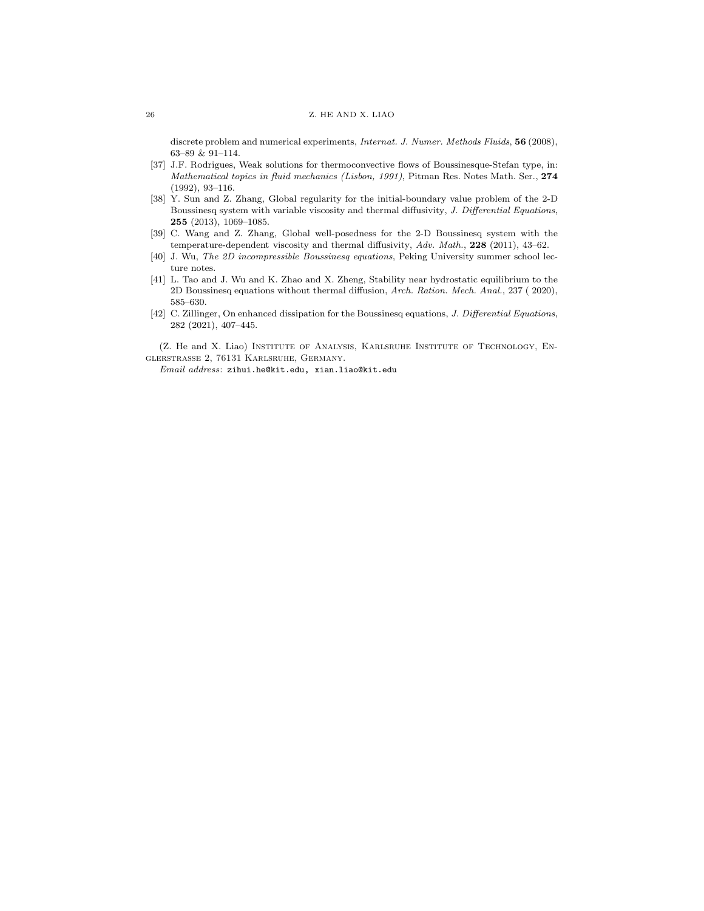discrete problem and numerical experiments, *Internat. J. Numer. Methods Fluids*, **56** (2008), 63–89 & 91–114.

[37] J.F. Rodrigues, Weak solutions for thermoconvective flows of Boussinesque-Stefan type, in: *Mathematical topics in fluid mechanics (Lisbon, 1991)*, Pitman Res. Notes Math. Ser., **274** (1992), 93–116.

[38] Y. Sun and Z. Zhang, Global regularity for the initial-boundary value problem of the 2-D Boussinesq system with variable viscosity and thermal diffusivity, *J. Differential Equations*, **255** (2013), 1069–1085.

[39] C. Wang and Z. Zhang, Global well-posedness for the 2-D Boussinesq system with the temperature-dependent viscosity and thermal diffusivity, *Adv. Math.*, **228** (2011), 43–62.

[40] J. Wu, *The 2D incompressible Boussinesq equations*, Peking University summer school lecture notes.

[41] L. Tao and J. Wu and K. Zhao and X. Zheng, Stability near hydrostatic equilibrium to the 2D Boussinesq equations without thermal diffusion, *Arch. Ration. Mech. Anal.*, 237 ( 2020), 585–630.

[42] C. Zillinger, On enhanced dissipation for the Boussinesq equations, *J. Differential Equations*, 282 (2021), 407–445.

(Z. He and X. Liao) Institute of Analysis, Karlsruhe Institute of Technology, Englerstrasse 2, 76131 Karlsruhe, Germany.

*Email address*: zihui.he@kit.edu, xian.liao@kit.edu